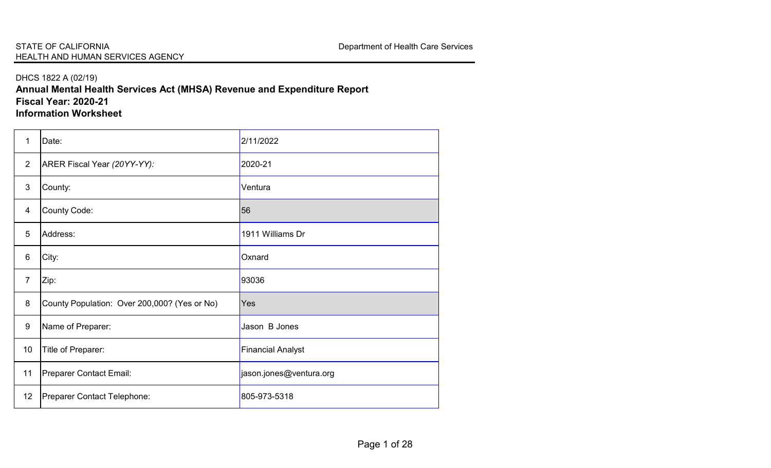STATE OF CALIFORNIA
HEALTH AND HUMAN SERVICES AGENCY

Department of Health Care Services

DHCS 1822 A (02/19)

**Annual Mental Health Services Act (MHSA) Revenue and Expenditure Report**
**Fiscal Year: 2020-21**
**Information Worksheet**

| | | |
|---|---|---|
| 1 | Date: | 2/11/2022 |
| 2 | ARER Fiscal Year *(20YY-YY):* | 2020-21 |
| 3 | County: | Ventura |
| 4 | County Code: | 56 |
| 5 | Address: | 1911 Williams Dr |
| 6 | City: | Oxnard |
| 7 | Zip: | 93036 |
| 8 | County Population: Over 200,000? (Yes or No) | Yes |
| 9 | Name of Preparer: | Jason B Jones |
| 10 | Title of Preparer: | Financial Analyst |
| 11 | Preparer Contact Email: | jason.jones@ventura.org |
| 12 | Preparer Contact Telephone: | 805-973-5318 |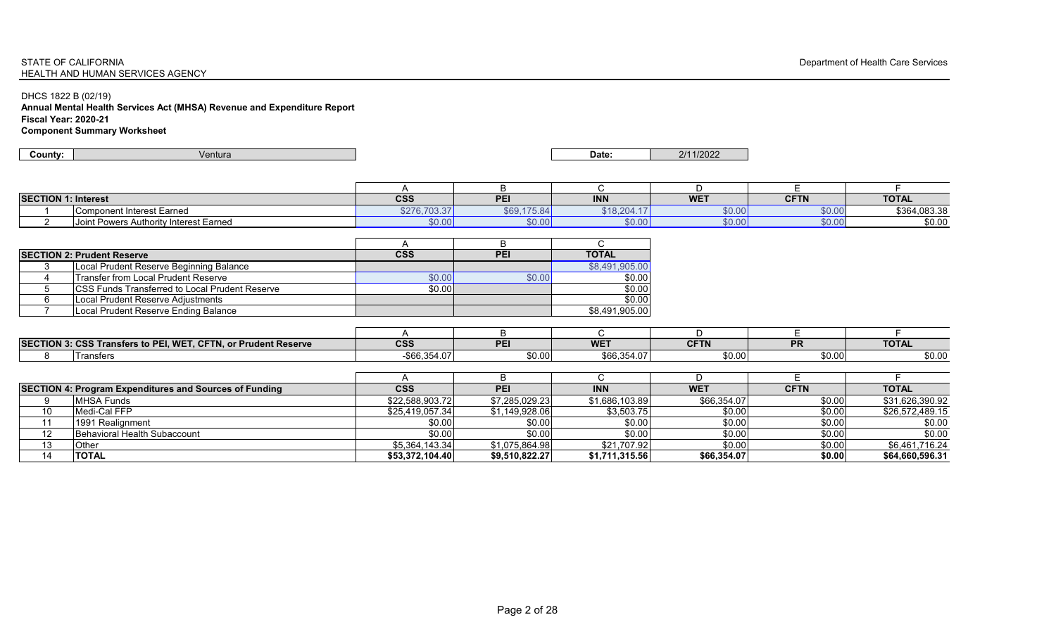STATE OF CALIFORNIA
HEALTH AND HUMAN SERVICES AGENCY

Department of Health Care Services

DHCS 1822 B (02/19)

**Annual Mental Health Services Act (MHSA) Revenue and Expenditure Report**

**Fiscal Year: 2020-21**

**Component Summary Worksheet**

| County: | Ventura | Date: | 2/11/2022 |
|---|---|---|---|

| | | A | B | C | D | E | F |
|---|---|---|---|---|---|---|---|
| **SECTION 1: Interest** | | **CSS** | **PEI** | **INN** | **WET** | **CFTN** | **TOTAL** |
| 1 | Component Interest Earned | $276,703.37 | $69,175.84 | $18,204.17 | $0.00 | $0.00 | $364,083.38 |
| 2 | Joint Powers Authority Interest Earned | $0.00 | $0.00 | $0.00 | $0.00 | $0.00 | $0.00 |

| | | A | B | C |
|---|---|---|---|---|
| **SECTION 2: Prudent Reserve** | | **CSS** | **PEI** | **TOTAL** |
| 3 | Local Prudent Reserve Beginning Balance | | | $8,491,905.00 |
| 4 | Transfer from Local Prudent Reserve | $0.00 | $0.00 | $0.00 |
| 5 | CSS Funds Transferred to Local Prudent Reserve | $0.00 | | $0.00 |
| 6 | Local Prudent Reserve Adjustments | | | $0.00 |
| 7 | Local Prudent Reserve Ending Balance | | | $8,491,905.00 |

| | | A | B | C | D | E | F |
|---|---|---|---|---|---|---|---|
| **SECTION 3: CSS Transfers to PEI, WET, CFTN, or Prudent Reserve** | | **CSS** | **PEI** | **WET** | **CFTN** | **PR** | **TOTAL** |
| 8 | Transfers | -$66,354.07 | $0.00 | $66,354.07 | $0.00 | $0.00 | $0.00 |

| | | A | B | C | D | E | F |
|---|---|---|---|---|---|---|---|
| **SECTION 4: Program Expenditures and Sources of Funding** | | **CSS** | **PEI** | **INN** | **WET** | **CFTN** | **TOTAL** |
| 9 | MHSA Funds | $22,588,903.72 | $7,285,029.23 | $1,686,103.89 | $66,354.07 | $0.00 | $31,626,390.92 |
| 10 | Medi-Cal FFP | $25,419,057.34 | $1,149,928.06 | $3,503.75 | $0.00 | $0.00 | $26,572,489.15 |
| 11 | 1991 Realignment | $0.00 | $0.00 | $0.00 | $0.00 | $0.00 | $0.00 |
| 12 | Behavioral Health Subaccount | $0.00 | $0.00 | $0.00 | $0.00 | $0.00 | $0.00 |
| 13 | Other | $5,364,143.34 | $1,075,864.98 | $21,707.92 | $0.00 | $0.00 | $6,461,716.24 |
| 14 | **TOTAL** | **$53,372,104.40** | **$9,510,822.27** | **$1,711,315.56** | **$66,354.07** | **$0.00** | **$64,660,596.31** |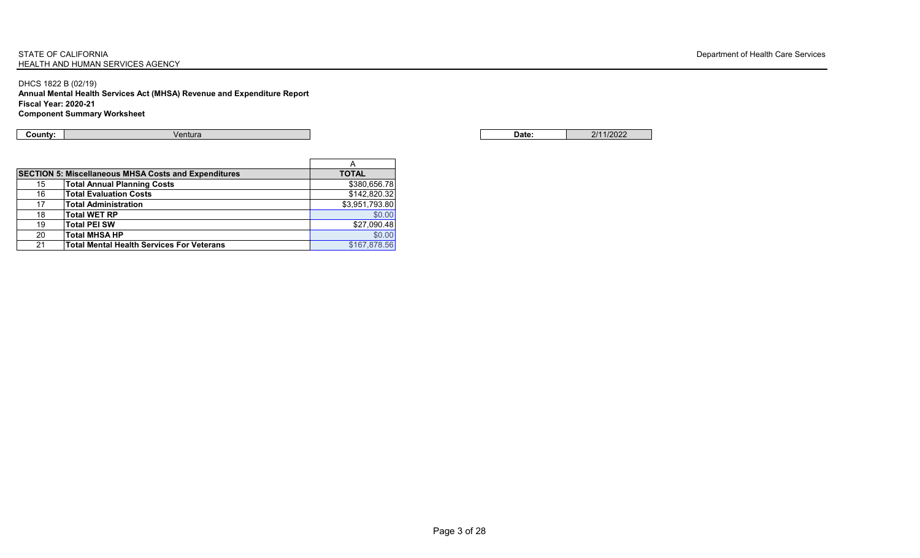STATE OF CALIFORNIA
HEALTH AND HUMAN SERVICES AGENCY

Department of Health Care Services

DHCS 1822 B (02/19)

**Annual Mental Health Services Act (MHSA) Revenue and Expenditure Report**

**Fiscal Year: 2020-21**

**Component Summary Worksheet**

| **County:** | Ventura | **Date:** | 2/11/2022 |
|---|---|---|---|

| | | A |
|---|---|---|
| **SECTION 5: Miscellaneous MHSA Costs and Expenditures** | | **TOTAL** |
| 15 | **Total Annual Planning Costs** | $380,656.78 |
| 16 | **Total Evaluation Costs** | $142,820.32 |
| 17 | **Total Administration** | $3,951,793.80 |
| 18 | **Total WET RP** | $0.00 |
| 19 | **Total PEI SW** | $27,090.48 |
| 20 | **Total MHSA HP** | $0.00 |
| 21 | **Total Mental Health Services For Veterans** | $167,878.56 |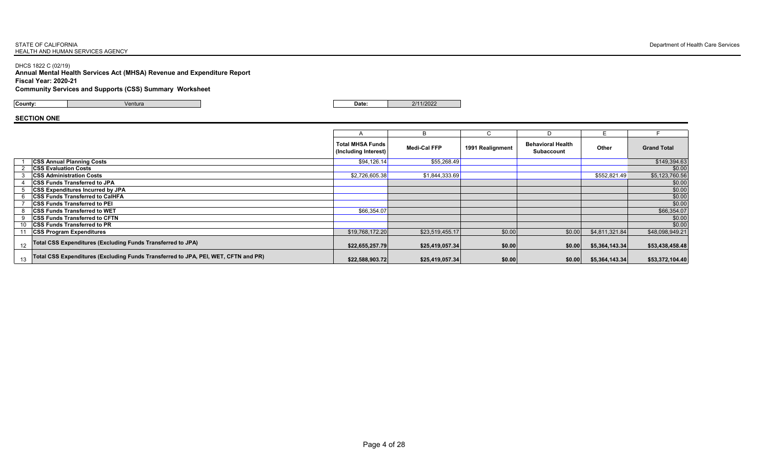STATE OF CALIFORNIA
HEALTH AND HUMAN SERVICES AGENCY

Department of Health Care Services

DHCS 1822 C (02/19)

**Annual Mental Health Services Act (MHSA) Revenue and Expenditure Report**

**Fiscal Year: 2020-21**

**Community Services and Supports (CSS) Summary Worksheet**

**County:** Ventura

**Date:** 2/11/2022

## SECTION ONE

| | | A | B | C | D | E | F |
|---|---|---|---|---|---|---|---|
| | | Total MHSA Funds (Including Interest) | Medi-Cal FFP | 1991 Realignment | Behavioral Health Subaccount | Other | Grand Total |
| 1 | **CSS Annual Planning Costs** | $94,126.14 | $55,268.49 | | | | $149,394.63 |
| 2 | **CSS Evaluation Costs** | | | | | | $0.00 |
| 3 | **CSS Administration Costs** | $2,726,605.38 | $1,844,333.69 | | | $552,821.49 | $5,123,760.56 |
| 4 | **CSS Funds Transferred to JPA** | | | | | | $0.00 |
| 5 | **CSS Expenditures Incurred by JPA** | | | | | | $0.00 |
| 6 | **CSS Funds Transferred to CalHFA** | | | | | | $0.00 |
| 7 | **CSS Funds Transferred to PEI** | | | | | | $0.00 |
| 8 | **CSS Funds Transferred to WET** | $66,354.07 | | | | | $66,354.07 |
| 9 | **CSS Funds Transferred to CFTN** | | | | | | $0.00 |
| 10 | **CSS Funds Transferred to PR** | | | | | | $0.00 |
| 11 | **CSS Program Expenditures** | $19,768,172.20 | $23,519,455.17 | $0.00 | $0.00 | $4,811,321.84 | $48,098,949.21 |
| 12 | **Total CSS Expenditures (Excluding Funds Transferred to JPA)** | **$22,655,257.79** | **$25,419,057.34** | **$0.00** | **$0.00** | **$5,364,143.34** | **$53,438,458.48** |
| 13 | **Total CSS Expenditures (Excluding Funds Transferred to JPA, PEI, WET, CFTN and PR)** | **$22,588,903.72** | **$25,419,057.34** | **$0.00** | **$0.00** | **$5,364,143.34** | **$53,372,104.40** |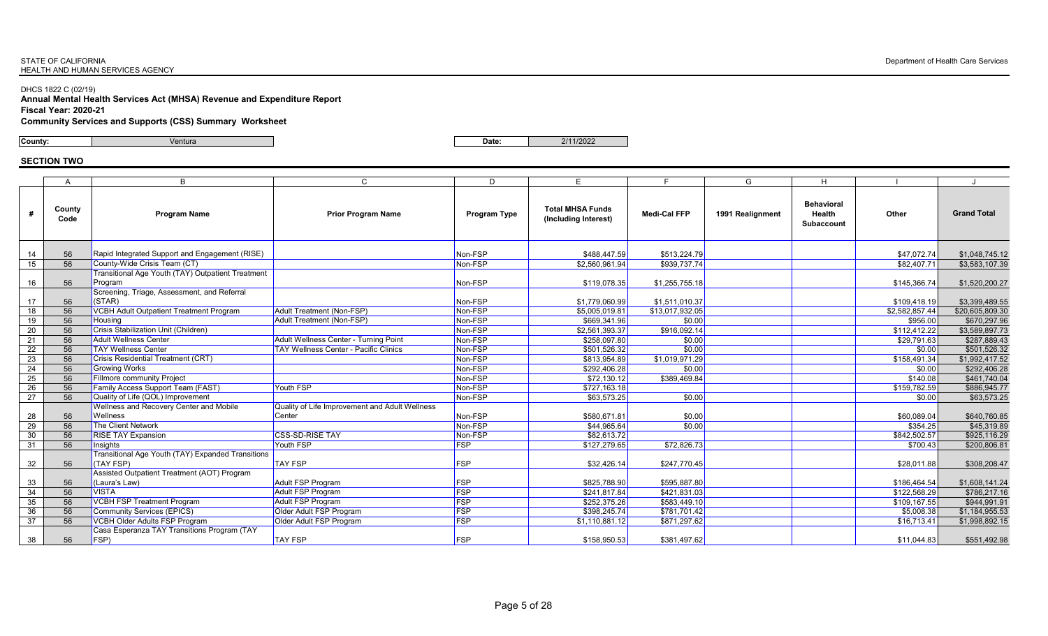STATE OF CALIFORNIA
HEALTH AND HUMAN SERVICES AGENCY

Department of Health Care Services

DHCS 1822 C (02/19)

**Annual Mental Health Services Act (MHSA) Revenue and Expenditure Report**

**Fiscal Year: 2020-21**

**Community Services and Supports (CSS) Summary Worksheet**

**County:** Ventura **Date:** 2/11/2022

## SECTION TWO

| | A | B | C | D | E | F | G | H | I | J |
|---|---|---|---|---|---|---|---|---|---|---|
| # | County Code | Program Name | Prior Program Name | Program Type | Total MHSA Funds (Including Interest) | Medi-Cal FFP | 1991 Realignment | Behavioral Health Subaccount | Other | Grand Total |
| 14 | 56 | Rapid Integrated Support and Engagement (RISE) | | Non-FSP | $488,447.59 | $513,224.79 | | | $47,072.74 | $1,048,745.12 |
| 15 | 56 | County-Wide Crisis Team (CT) | | Non-FSP | $2,560,961.94 | $939,737.74 | | | $82,407.71 | $3,583,107.39 |
| 16 | 56 | Transitional Age Youth (TAY) Outpatient Treatment Program | | Non-FSP | $119,078.35 | $1,255,755.18 | | | $145,366.74 | $1,520,200.27 |
| 17 | 56 | Screening, Triage, Assessment, and Referral (STAR) | | Non-FSP | $1,779,060.99 | $1,511,010.37 | | | $109,418.19 | $3,399,489.55 |
| 18 | 56 | VCBH Adult Outpatient Treatment Program | Adult Treatment (Non-FSP) | Non-FSP | $5,005,019.81 | $13,017,932.05 | | | $2,582,857.44 | $20,605,809.30 |
| 19 | 56 | Housing | Adult Treatment (Non-FSP) | Non-FSP | $669,341.96 | $0.00 | | | $956.00 | $670,297.96 |
| 20 | 56 | Crisis Stabilization Unit (Children) | | Non-FSP | $2,561,393.37 | $916,092.14 | | | $112,412.22 | $3,589,897.73 |
| 21 | 56 | Adult Wellness Center | Adult Wellness Center - Turning Point | Non-FSP | $258,097.80 | $0.00 | | | $29,791.63 | $287,889.43 |
| 22 | 56 | TAY Wellness Center | TAY Wellness Center - Pacific Clinics | Non-FSP | $501,526.32 | $0.00 | | | $0.00 | $501,526.32 |
| 23 | 56 | Crisis Residential Treatment (CRT) | | Non-FSP | $813,954.89 | $1,019,971.29 | | | $158,491.34 | $1,992,417.52 |
| 24 | 56 | Growing Works | | Non-FSP | $292,406.28 | $0.00 | | | $0.00 | $292,406.28 |
| 25 | 56 | Fillmore community Project | | Non-FSP | $72,130.12 | $389,469.84 | | | $140.08 | $461,740.04 |
| 26 | 56 | Family Access Support Team (FAST) | Youth FSP | Non-FSP | $727,163.18 | | | | $159,782.59 | $886,945.77 |
| 27 | 56 | Quality of Life (QOL) Improvement | | Non-FSP | $63,573.25 | $0.00 | | | $0.00 | $63,573.25 |
| 28 | 56 | Wellness and Recovery Center and Mobile Wellness | Quality of Life Improvement and Adult Wellness Center | Non-FSP | $580,671.81 | $0.00 | | | $60,089.04 | $640,760.85 |
| 29 | 56 | The Client Network | | Non-FSP | $44,965.64 | $0.00 | | | $354.25 | $45,319.89 |
| 30 | 56 | RISE TAY Expansion | CSS-SD-RISE TAY | Non-FSP | $82,613.72 | | | | $842,502.57 | $925,116.29 |
| 31 | 56 | Insights | Youth FSP | FSP | $127,279.65 | $72,826.73 | | | $700.43 | $200,806.81 |
| 32 | 56 | Transitional Age Youth (TAY) Expanded Transitions (TAY FSP) | TAY FSP | FSP | $32,426.14 | $247,770.45 | | | $28,011.88 | $308,208.47 |
| 33 | 56 | Assisted Outpatient Treatment (AOT) Program (Laura's Law) | Adult FSP Program | FSP | $825,788.90 | $595,887.80 | | | $186,464.54 | $1,608,141.24 |
| 34 | 56 | VISTA | Adult FSP Program | FSP | $241,817.84 | $421,831.03 | | | $122,568.29 | $786,217.16 |
| 35 | 56 | VCBH FSP Treatment Program | Adult FSP Program | FSP | $252,375.26 | $583,449.10 | | | $109,167.55 | $944,991.91 |
| 36 | 56 | Community Services (EPICS) | Older Adult FSP Program | FSP | $398,245.74 | $781,701.42 | | | $5,008.38 | $1,184,955.53 |
| 37 | 56 | VCBH Older Adults FSP Program | Older Adult FSP Program | FSP | $1,110,881.12 | $871,297.62 | | | $16,713.41 | $1,998,892.15 |
| 38 | 56 | Casa Esperanza TAY Transitions Program (TAY FSP) | TAY FSP | FSP | $158,950.53 | $381,497.62 | | | $11,044.83 | $551,492.98 |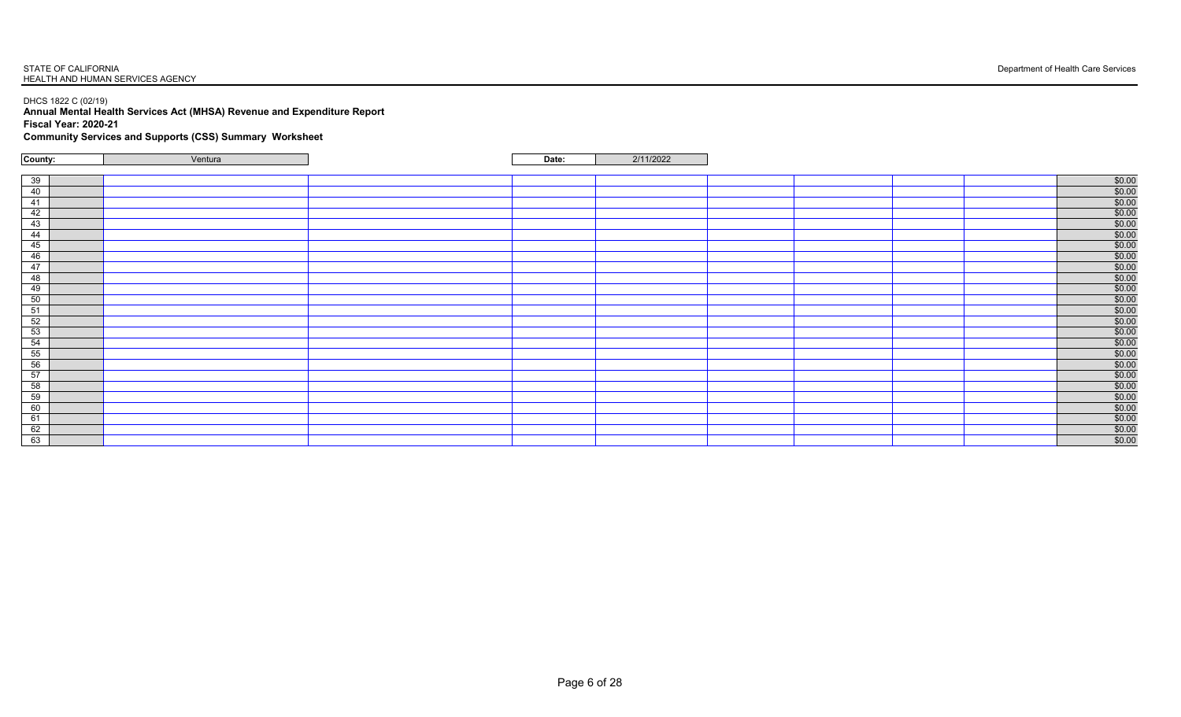STATE OF CALIFORNIA
HEALTH AND HUMAN SERVICES AGENCY

Department of Health Care Services

DHCS 1822 C (02/19)

**Annual Mental Health Services Act (MHSA) Revenue and Expenditure Report**

**Fiscal Year: 2020-21**

**Community Services and Supports (CSS) Summary Worksheet**

| **County:** | Ventura | **Date:** | 2/11/2022 |
|---|---|---|---|

| | | | | | | | | | | |
|---|---|---|---|---|---|---|---|---|---|---|
| 39 | | | | | | | | | | $0.00 |
| 40 | | | | | | | | | | $0.00 |
| 41 | | | | | | | | | | $0.00 |
| 42 | | | | | | | | | | $0.00 |
| 43 | | | | | | | | | | $0.00 |
| 44 | | | | | | | | | | $0.00 |
| 45 | | | | | | | | | | $0.00 |
| 46 | | | | | | | | | | $0.00 |
| 47 | | | | | | | | | | $0.00 |
| 48 | | | | | | | | | | $0.00 |
| 49 | | | | | | | | | | $0.00 |
| 50 | | | | | | | | | | $0.00 |
| 51 | | | | | | | | | | $0.00 |
| 52 | | | | | | | | | | $0.00 |
| 53 | | | | | | | | | | $0.00 |
| 54 | | | | | | | | | | $0.00 |
| 55 | | | | | | | | | | $0.00 |
| 56 | | | | | | | | | | $0.00 |
| 57 | | | | | | | | | | $0.00 |
| 58 | | | | | | | | | | $0.00 |
| 59 | | | | | | | | | | $0.00 |
| 60 | | | | | | | | | | $0.00 |
| 61 | | | | | | | | | | $0.00 |
| 62 | | | | | | | | | | $0.00 |
| 63 | | | | | | | | | | $0.00 |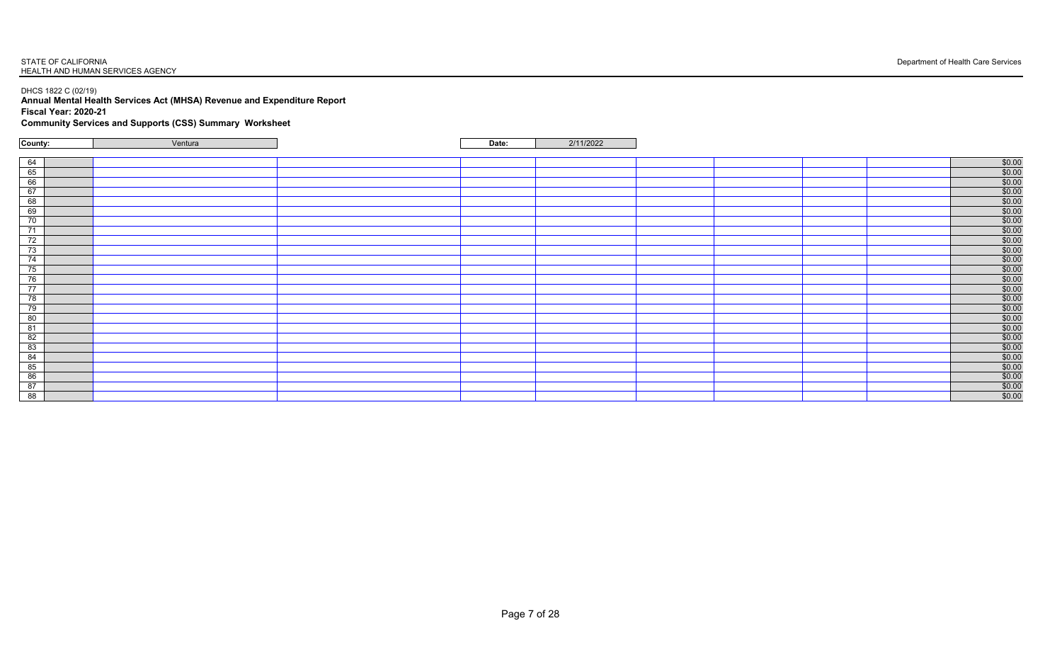STATE OF CALIFORNIA
HEALTH AND HUMAN SERVICES AGENCY

Department of Health Care Services

DHCS 1822 C (02/19)

**Annual Mental Health Services Act (MHSA) Revenue and Expenditure Report**

**Fiscal Year: 2020-21**

**Community Services and Supports (CSS) Summary Worksheet**

| **County:** | Ventura | | **Date:** | 2/11/2022 |
|---|---|---|---|---|

| | | | | | | | | | | |
|---|---|---|---|---|---|---|---|---|---|---|
| 64 | | | | | | | | | | $0.00 |
| 65 | | | | | | | | | | $0.00 |
| 66 | | | | | | | | | | $0.00 |
| 67 | | | | | | | | | | $0.00 |
| 68 | | | | | | | | | | $0.00 |
| 69 | | | | | | | | | | $0.00 |
| 70 | | | | | | | | | | $0.00 |
| 71 | | | | | | | | | | $0.00 |
| 72 | | | | | | | | | | $0.00 |
| 73 | | | | | | | | | | $0.00 |
| 74 | | | | | | | | | | $0.00 |
| 75 | | | | | | | | | | $0.00 |
| 76 | | | | | | | | | | $0.00 |
| 77 | | | | | | | | | | $0.00 |
| 78 | | | | | | | | | | $0.00 |
| 79 | | | | | | | | | | $0.00 |
| 80 | | | | | | | | | | $0.00 |
| 81 | | | | | | | | | | $0.00 |
| 82 | | | | | | | | | | $0.00 |
| 83 | | | | | | | | | | $0.00 |
| 84 | | | | | | | | | | $0.00 |
| 85 | | | | | | | | | | $0.00 |
| 86 | | | | | | | | | | $0.00 |
| 87 | | | | | | | | | | $0.00 |
| 88 | | | | | | | | | | $0.00 |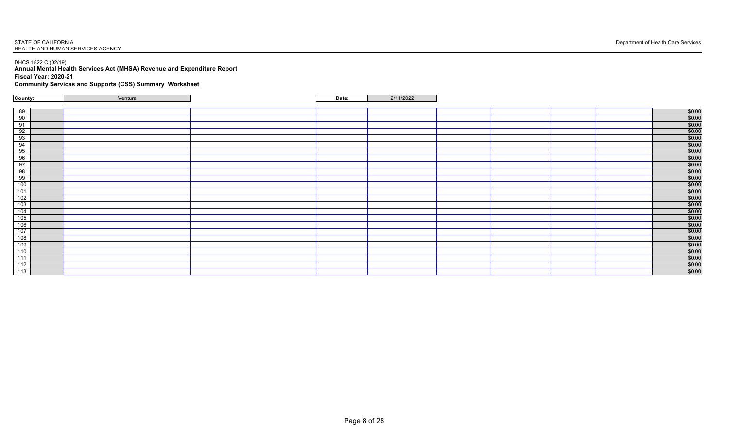STATE OF CALIFORNIA
HEALTH AND HUMAN SERVICES AGENCY

Department of Health Care Services

DHCS 1822 C (02/19)

**Annual Mental Health Services Act (MHSA) Revenue and Expenditure Report**

**Fiscal Year: 2020-21**

**Community Services and Supports (CSS) Summary Worksheet**

| **County:** | Ventura | **Date:** | 2/11/2022 |
|---|---|---|---|

| | | | | | | | | | | |
|---|---|---|---|---|---|---|---|---|---|---|
| 89 | | | | | | | | | | $0.00 |
| 90 | | | | | | | | | | $0.00 |
| 91 | | | | | | | | | | $0.00 |
| 92 | | | | | | | | | | $0.00 |
| 93 | | | | | | | | | | $0.00 |
| 94 | | | | | | | | | | $0.00 |
| 95 | | | | | | | | | | $0.00 |
| 96 | | | | | | | | | | $0.00 |
| 97 | | | | | | | | | | $0.00 |
| 98 | | | | | | | | | | $0.00 |
| 99 | | | | | | | | | | $0.00 |
| 100 | | | | | | | | | | $0.00 |
| 101 | | | | | | | | | | $0.00 |
| 102 | | | | | | | | | | $0.00 |
| 103 | | | | | | | | | | $0.00 |
| 104 | | | | | | | | | | $0.00 |
| 105 | | | | | | | | | | $0.00 |
| 106 | | | | | | | | | | $0.00 |
| 107 | | | | | | | | | | $0.00 |
| 108 | | | | | | | | | | $0.00 |
| 109 | | | | | | | | | | $0.00 |
| 110 | | | | | | | | | | $0.00 |
| 111 | | | | | | | | | | $0.00 |
| 112 | | | | | | | | | | $0.00 |
| 113 | | | | | | | | | | $0.00 |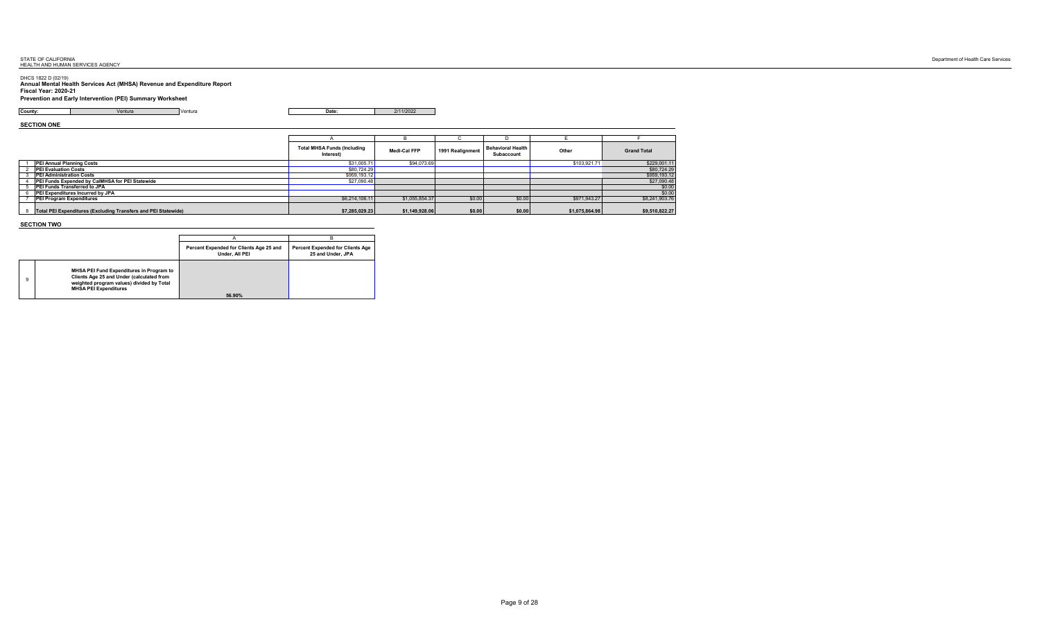STATE OF CALIFORNIA
HEALTH AND HUMAN SERVICES AGENCY

Department of Health Care Services

DHCS 1822 D (02/19)

**Annual Mental Health Services Act (MHSA) Revenue and Expenditure Report**

**Fiscal Year: 2020-21**

**Prevention and Early Intervention (PEI) Summary Worksheet**

| County: | Ventura | Ventura | Date: | 2/11/2022 |
|---|---|---|---|---|

**SECTION ONE**

| | | A | B | C | D | E | F |
|---|---|---|---|---|---|---|---|
| | | Total MHSA Funds (Including Interest) | Medi-Cal FFP | 1991 Realignment | Behavioral Health Subaccount | Other | Grand Total |
| 1 | PEI Annual Planning Costs | $31,005.71 | $94,073.69 | | | $103,921.71 | $229,001.11 |
| 2 | PEI Evaluation Costs | $80,724.29 | | | | | $80,724.29 |
| 3 | PEI Administration Costs | $959,193.12 | | | | | $959,193.12 |
| 4 | PEI Funds Expended by CalMHSA for PEI Statewide | $27,090.48 | | | | | $27,090.48 |
| 5 | PEI Funds Transferred to JPA | | | | | | $0.00 |
| 6 | PEI Expenditures Incurred by JPA | | | | | | $0.00 |
| 7 | PEI Program Expenditures | $6,214,106.11 | $1,055,854.37 | $0.00 | $0.00 | $971,943.27 | $8,241,903.76 |
| 8 | Total PEI Expenditures (Excluding Transfers and PEI Statewide) | $7,285,029.23 | $1,149,928.06 | $0.00 | $0.00 | $1,075,864.98 | $9,510,822.27 |

**SECTION TWO**

| | | A | B |
|---|---|---|---|
| | | Percent Expended for Clients Age 25 and Under, All PEI | Percent Expended for Clients Age 25 and Under, JPA |
| 9 | MHSA PEI Fund Expenditures in Program to Clients Age 25 and Under (calculated from weighted program values) divided by Total MHSA PEI Expenditures | 56.90% | |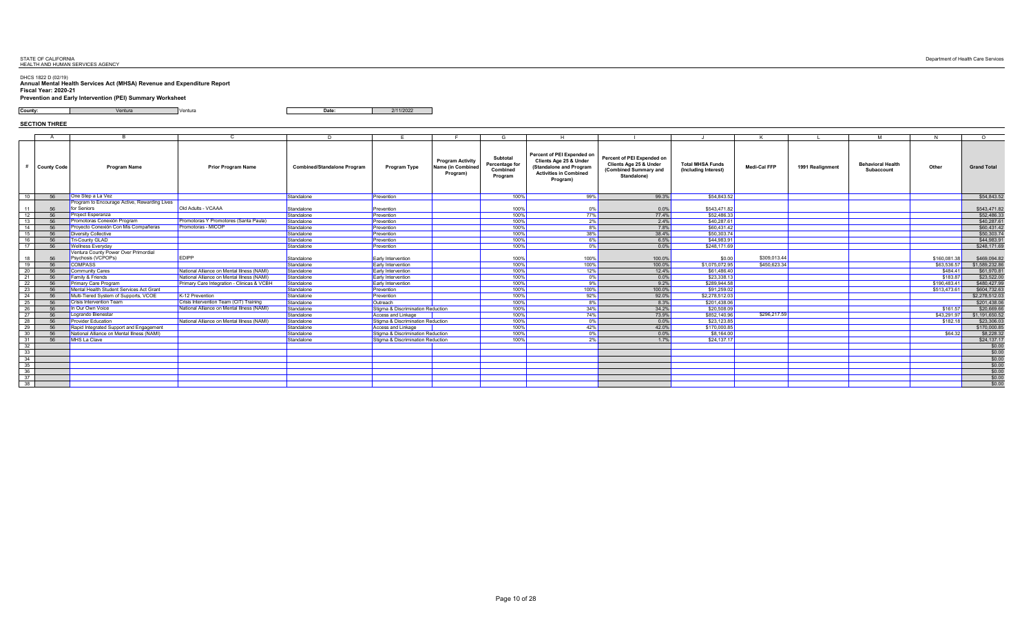STATE OF CALIFORNIA
HEALTH AND HUMAN SERVICES AGENCY

Department of Health Care Services

DHCS 1822 D (02/19)
**Annual Mental Health Services Act (MHSA) Revenue and Expenditure Report**
**Fiscal Year: 2020-21**
**Prevention and Early Intervention (PEI) Summary Worksheet**

| County: | Ventura | Ventura | Date: | 2/11/2022 |
|---|---|---|---|---|

**SECTION THREE**

| | A | B | C | D | E | F | G | H | I | J | K | L | M | N | O |
|---|---|---|---|---|---|---|---|---|---|---|---|---|---|---|---|
| # | County Code | Program Name | Prior Program Name | Combined/Standalone Program | Program Type | Program Activity Name (in Combined Program) | Subtotal Percentage for Combined Program | Percent of PEI Expended on Clients Age 25 & Under (Standalone and Program Activities in Combined Program) | Percent of PEI Expended on Clients Age 25 & Under (Combined Summary and Standalone) | Total MHSA Funds (Including Interest) | Medi-Cal FFP | 1991 Realignment | Behavioral Health Subaccount | Other | Grand Total |
| 10 | 56 | One Step a La Vez | | Standalone | Prevention | | 100% | 99% | 99.3% | $54,843.52 | | | | | $54,843.52 |
| 11 | 56 | Program to Encourage Active, Rewarding Lives for Seniors | Old Adults - VCAAA | Standalone | Prevention | | 100% | 0% | 0.0% | $543,471.82 | | | | | $543,471.82 |
| 12 | 56 | Project Esperanza | | Standalone | Prevention | | 100% | 77% | 77.4% | $52,486.33 | | | | | $52,486.33 |
| 13 | 56 | Promotoras Conexión Program | Promotoras Y Promotores (Santa Paula) | Standalone | Prevention | | 100% | 2% | 2.4% | $40,287.61 | | | | | $40,287.61 |
| 14 | 56 | Proyecto Conexión Con Mis Compañeras | Promotoras - MICOP | Standalone | Prevention | | 100% | 8% | 7.8% | $60,431.42 | | | | | $60,431.42 |
| 15 | 56 | Diversity Collective | | Standalone | Prevention | | 100% | 38% | 38.4% | $50,303.74 | | | | | $50,303.74 |
| 16 | 56 | Tri-County GLAD | | Standalone | Prevention | | 100% | 6% | 6.5% | $44,983.91 | | | | | $44,983.91 |
| 17 | 56 | Wellness Everyday | | Standalone | Prevention | | 100% | 0% | 0.0% | $248,171.69 | | | | | $248,171.69 |
| 18 | 56 | Ventura County Power Over Primordial Psychosis (VCPOPs) | EDIPP | Standalone | Early Intervention | | 100% | 100% | 100.0% | $0.00 | $309,013.44 | | | $160,081.38 | $469,094.82 |
| 19 | 56 | COMPASS | | Standalone | Early Intervention | | 100% | 100% | 100.0% | $1,075,072.95 | $450,623.34 | | | $63,536.57 | $1,589,232.86 |
| 20 | 56 | Community Cares | National Alliance on Mental Illness (NAMI) | Standalone | Early Intervention | | 100% | 12% | 12.4% | $61,486.40 | | | | $484.41 | $61,970.81 |
| 21 | 56 | Family & Friends | National Alliance on Mental Illness (NAMI) | Standalone | Early Intervention | | 100% | 0% | 0.0% | $23,338.13 | | | | $183.87 | $23,522.00 |
| 22 | 56 | Primary Care Program | Primary Care Integration - Clinicas & VCBH | Standalone | Early Intervention | | 100% | 9% | 9.2% | $289,944.58 | | | | $190,483.41 | $480,427.99 |
| 23 | 56 | Mental Health Student Services Act Grant | | Standalone | Prevention | | 100% | 100% | 100.0% | $91,259.02 | | | | $513,473.61 | $604,732.63 |
| 24 | 56 | Multi-Tiered System of Supports, VCOE | K-12 Prevention | Standalone | Prevention | | 100% | 92% | 92.0% | $2,278,512.03 | | | | | $2,278,512.03 |
| 25 | 56 | Crisis Intervention Team | Crisis Intervention Team (CIT) Training | Standalone | Outreach | | 100% | 8% | 8.3% | $201,438.06 | | | | | $201,438.06 |
| 26 | 56 | In Our Own Voice | National Alliance on Mental Illness (NAMI) | Standalone | Stigma & Discrimination Reduction | | 100% | 34% | 34.2% | $20,508.09 | | | | $161.57 | $20,669.66 |
| 27 | 56 | Logrando Bienestar | | Standalone | Access and Linkage | | 100% | 74% | 73.9% | $852,140.96 | $296,217.59 | | | $43,291.97 | $1,191,650.52 |
| 28 | 56 | Provider Education | National Alliance on Mental Illness (NAMI) | Standalone | Stigma & Discrimination Reduction | | 100% | 0% | 0.0% | $23,123.85 | | | | $182.18 | $23,306.03 |
| 29 | 56 | Rapid Integrated Support and Engagement | | Standalone | Access and Linkage | | 100% | 42% | 42.0% | $170,000.85 | | | | | $170,000.85 |
| 30 | 56 | National Alliance on Mental Illness (NAMI) | | Standalone | Stigma & Discrimination Reduction | | 100% | 0% | 0.0% | $8,164.00 | | | | $64.32 | $8,228.32 |
| 31 | 56 | MHS La Clave | | Standalone | Stigma & Discrimination Reduction | | 100% | 2% | 1.7% | $24,137.17 | | | | | $24,137.17 |
| 32 | | | | | | | | | | | | | | | $0.00 |
| 33 | | | | | | | | | | | | | | | $0.00 |
| 34 | | | | | | | | | | | | | | | $0.00 |
| 35 | | | | | | | | | | | | | | | $0.00 |
| 36 | | | | | | | | | | | | | | | $0.00 |
| 37 | | | | | | | | | | | | | | | $0.00 |
| 38 | | | | | | | | | | | | | | | $0.00 |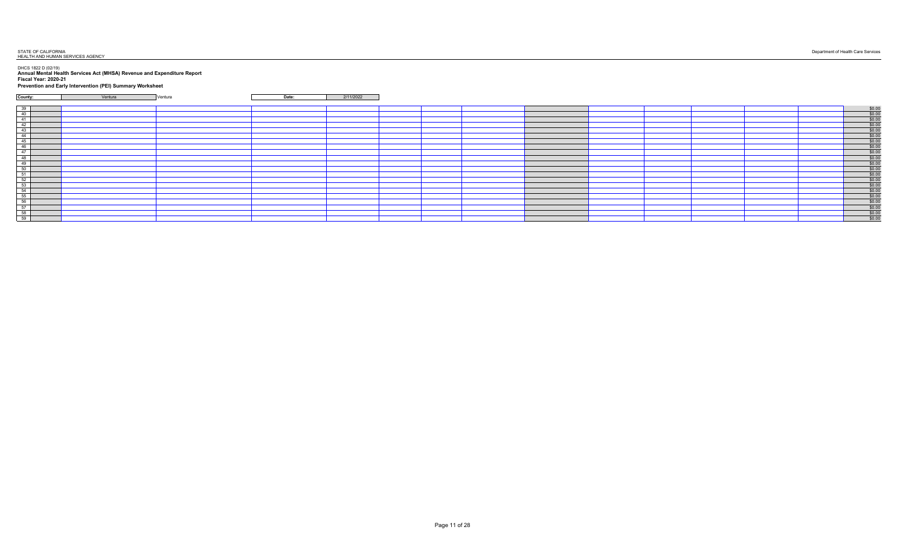STATE OF CALIFORNIA
HEALTH AND HUMAN SERVICES AGENCY

Department of Health Care Services

DHCS 1822 D (02/19)
**Annual Mental Health Services Act (MHSA) Revenue and Expenditure Report**
**Fiscal Year: 2020-21**
**Prevention and Early Intervention (PEI) Summary Worksheet**

**County:** Ventura Ventura **Date:** 2/11/2022

| | | | | | | | | | | | | | | | |
|---|---|---|---|---|---|---|---|---|---|---|---|---|---|---|---|
| 39 | | | | | | | | | | | | | | | $0.00 |
| 40 | | | | | | | | | | | | | | | $0.00 |
| 41 | | | | | | | | | | | | | | | $0.00 |
| 42 | | | | | | | | | | | | | | | $0.00 |
| 43 | | | | | | | | | | | | | | | $0.00 |
| 44 | | | | | | | | | | | | | | | $0.00 |
| 45 | | | | | | | | | | | | | | | $0.00 |
| 46 | | | | | | | | | | | | | | | $0.00 |
| 47 | | | | | | | | | | | | | | | $0.00 |
| 48 | | | | | | | | | | | | | | | $0.00 |
| 49 | | | | | | | | | | | | | | | $0.00 |
| 50 | | | | | | | | | | | | | | | $0.00 |
| 51 | | | | | | | | | | | | | | | $0.00 |
| 52 | | | | | | | | | | | | | | | $0.00 |
| 53 | | | | | | | | | | | | | | | $0.00 |
| 54 | | | | | | | | | | | | | | | $0.00 |
| 55 | | | | | | | | | | | | | | | $0.00 |
| 56 | | | | | | | | | | | | | | | $0.00 |
| 57 | | | | | | | | | | | | | | | $0.00 |
| 58 | | | | | | | | | | | | | | | $0.00 |
| 59 | | | | | | | | | | | | | | | $0.00 |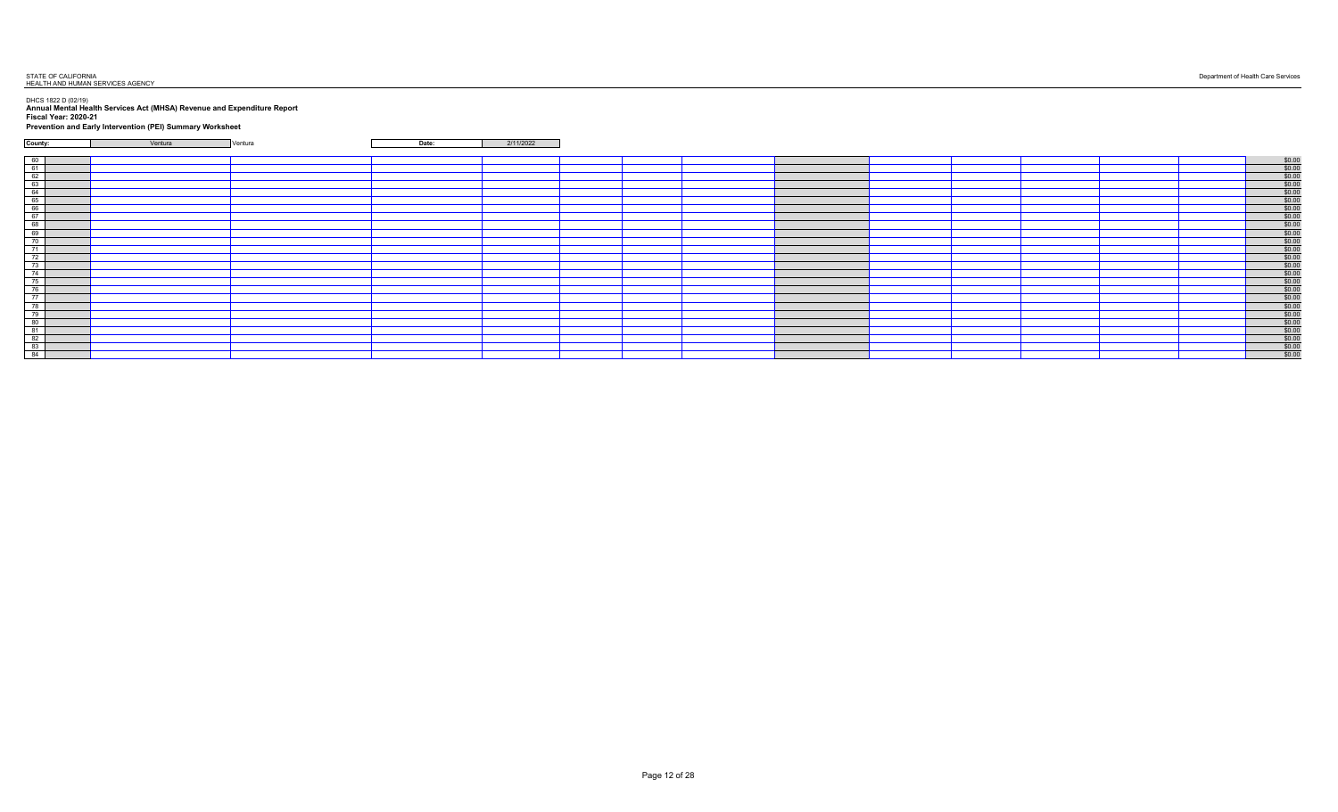STATE OF CALIFORNIA
HEALTH AND HUMAN SERVICES AGENCY

Department of Health Care Services

DHCS 1822 D (02/19)
**Annual Mental Health Services Act (MHSA) Revenue and Expenditure Report**
**Fiscal Year: 2020-21**
**Prevention and Early Intervention (PEI) Summary Worksheet**

| **County:** | Ventura | Ventura | **Date:** | 2/11/2022 |
|---|---|---|---|---|

| | | | | | | | | | | | | | | | |
|---|---|---|---|---|---|---|---|---|---|---|---|---|---|---|---|
| 60 | | | | | | | | | | | | | | | $0.00 |
| 61 | | | | | | | | | | | | | | | $0.00 |
| 62 | | | | | | | | | | | | | | | $0.00 |
| 63 | | | | | | | | | | | | | | | $0.00 |
| 64 | | | | | | | | | | | | | | | $0.00 |
| 65 | | | | | | | | | | | | | | | $0.00 |
| 66 | | | | | | | | | | | | | | | $0.00 |
| 67 | | | | | | | | | | | | | | | $0.00 |
| 68 | | | | | | | | | | | | | | | $0.00 |
| 69 | | | | | | | | | | | | | | | $0.00 |
| 70 | | | | | | | | | | | | | | | $0.00 |
| 71 | | | | | | | | | | | | | | | $0.00 |
| 72 | | | | | | | | | | | | | | | $0.00 |
| 73 | | | | | | | | | | | | | | | $0.00 |
| 74 | | | | | | | | | | | | | | | $0.00 |
| 75 | | | | | | | | | | | | | | | $0.00 |
| 76 | | | | | | | | | | | | | | | $0.00 |
| 77 | | | | | | | | | | | | | | | $0.00 |
| 78 | | | | | | | | | | | | | | | $0.00 |
| 79 | | | | | | | | | | | | | | | $0.00 |
| 80 | | | | | | | | | | | | | | | $0.00 |
| 81 | | | | | | | | | | | | | | | $0.00 |
| 82 | | | | | | | | | | | | | | | $0.00 |
| 83 | | | | | | | | | | | | | | | $0.00 |
| 84 | | | | | | | | | | | | | | | $0.00 |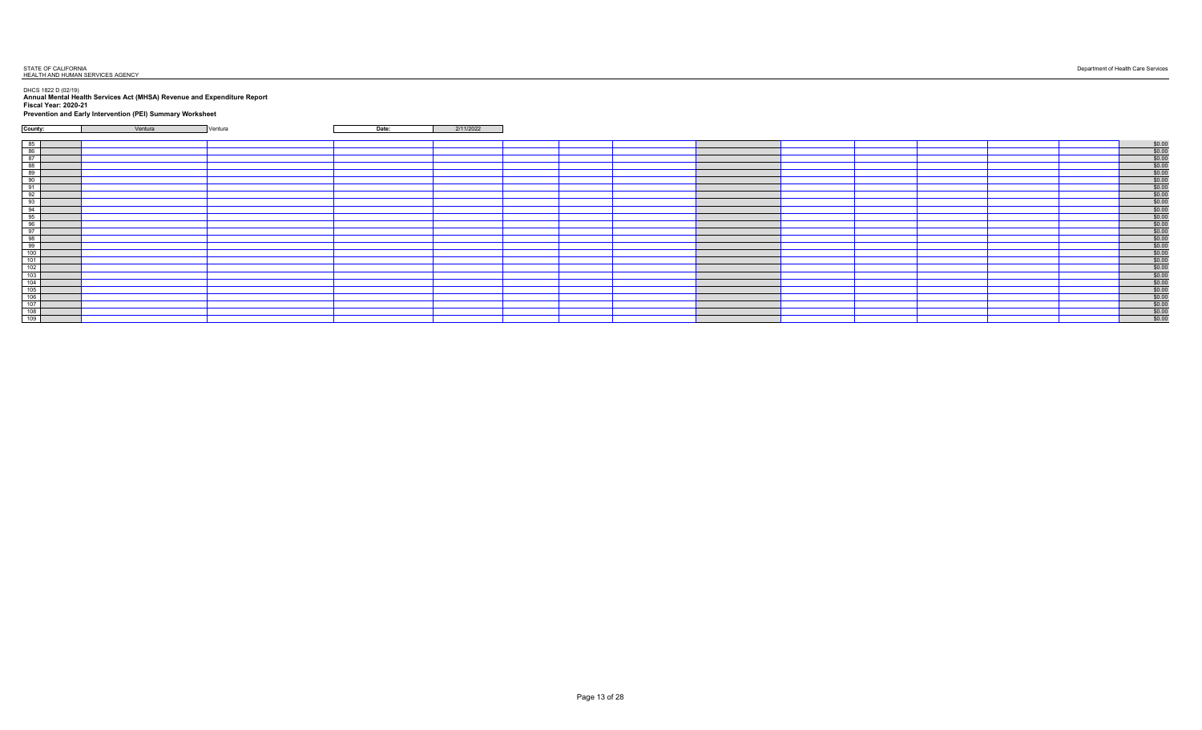STATE OF CALIFORNIA
HEALTH AND HUMAN SERVICES AGENCY

Department of Health Care Services

DHCS 1822 D (02/19)

**Annual Mental Health Services Act (MHSA) Revenue and Expenditure Report**

**Fiscal Year: 2020-21**

**Prevention and Early Intervention (PEI) Summary Worksheet**

| **County:** | Ventura | Ventura | **Date:** | 2/11/2022 |
|---|---|---|---|---|

| | | | | | | | | | | | | | | | | |
|---|---|---|---|---|---|---|---|---|---|---|---|---|---|---|---|---|
| 85 | | | | | | | | | | | | | | | | $0.00 |
| 86 | | | | | | | | | | | | | | | | $0.00 |
| 87 | | | | | | | | | | | | | | | | $0.00 |
| 88 | | | | | | | | | | | | | | | | $0.00 |
| 89 | | | | | | | | | | | | | | | | $0.00 |
| 90 | | | | | | | | | | | | | | | | $0.00 |
| 91 | | | | | | | | | | | | | | | | $0.00 |
| 92 | | | | | | | | | | | | | | | | $0.00 |
| 93 | | | | | | | | | | | | | | | | $0.00 |
| 94 | | | | | | | | | | | | | | | | $0.00 |
| 95 | | | | | | | | | | | | | | | | $0.00 |
| 96 | | | | | | | | | | | | | | | | $0.00 |
| 97 | | | | | | | | | | | | | | | | $0.00 |
| 98 | | | | | | | | | | | | | | | | $0.00 |
| 99 | | | | | | | | | | | | | | | | $0.00 |
| 100 | | | | | | | | | | | | | | | | $0.00 |
| 101 | | | | | | | | | | | | | | | | $0.00 |
| 102 | | | | | | | | | | | | | | | | $0.00 |
| 103 | | | | | | | | | | | | | | | | $0.00 |
| 104 | | | | | | | | | | | | | | | | $0.00 |
| 105 | | | | | | | | | | | | | | | | $0.00 |
| 106 | | | | | | | | | | | | | | | | $0.00 |
| 107 | | | | | | | | | | | | | | | | $0.00 |
| 108 | | | | | | | | | | | | | | | | $0.00 |
| 109 | | | | | | | | | | | | | | | | $0.00 |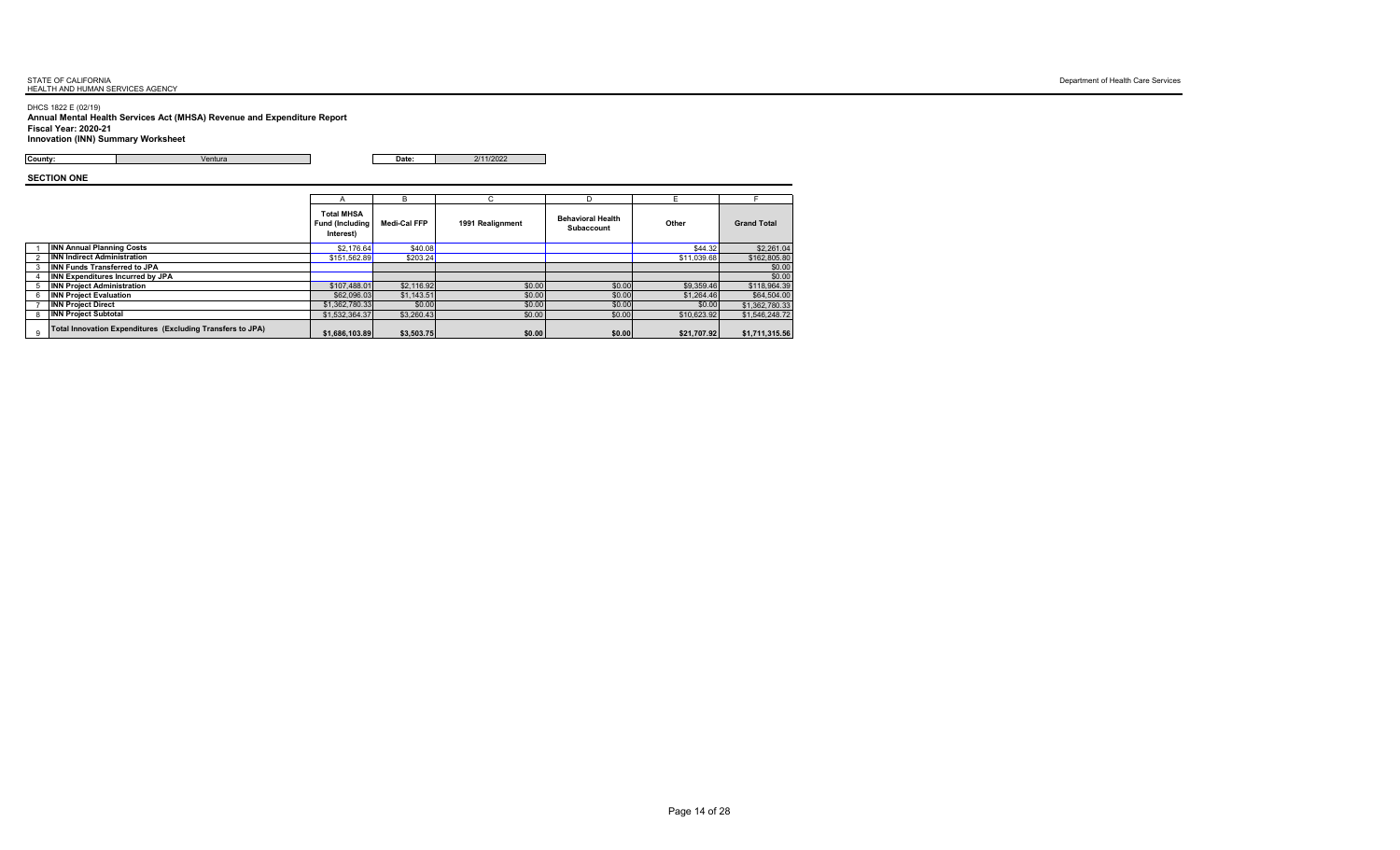STATE OF CALIFORNIA
HEALTH AND HUMAN SERVICES AGENCY

Department of Health Care Services

DHCS 1822 E (02/19)

**Annual Mental Health Services Act (MHSA) Revenue and Expenditure Report**
**Fiscal Year: 2020-21**
**Innovation (INN) Summary Worksheet**

| **County:** | Ventura | **Date:** | 2/11/2022 |
|---|---|---|---|

**SECTION ONE**

| | | A | B | C | D | E | F |
|---|---|---|---|---|---|---|---|
| | | **Total MHSA Fund (Including Interest)** | **Medi-Cal FFP** | **1991 Realignment** | **Behavioral Health Subaccount** | **Other** | **Grand Total** |
| 1 | **INN Annual Planning Costs** | $2,176.64 | $40.08 | | | $44.32 | $2,261.04 |
| 2 | **INN Indirect Administration** | $151,562.89 | $203.24 | | | $11,039.68 | $162,805.80 |
| 3 | **INN Funds Transferred to JPA** | | | | | | $0.00 |
| 4 | **INN Expenditures Incurred by JPA** | | | | | | $0.00 |
| 5 | **INN Project Administration** | $107,488.01 | $2,116.92 | $0.00 | $0.00 | $9,359.46 | $118,964.39 |
| 6 | **INN Project Evaluation** | $62,096.03 | $1,143.51 | $0.00 | $0.00 | $1,264.46 | $64,504.00 |
| 7 | **INN Project Direct** | $1,362,780.33 | $0.00 | $0.00 | $0.00 | $0.00 | $1,362,780.33 |
| 8 | **INN Project Subtotal** | $1,532,364.37 | $3,260.43 | $0.00 | $0.00 | $10,623.92 | $1,546,248.72 |
| 9 | **Total Innovation Expenditures (Excluding Transfers to JPA)** | **$1,686,103.89** | **$3,503.75** | **$0.00** | **$0.00** | **$21,707.92** | **$1,711,315.56** |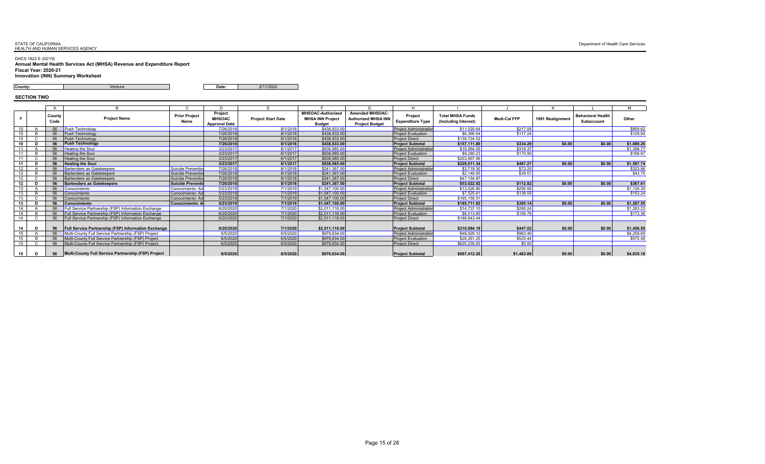STATE OF CALIFORNIA
HEALTH AND HUMAN SERVICES AGENCY

Department of Health Care Services

DHCS 1822 E (02/19)
**Annual Mental Health Services Act (MHSA) Revenue and Expenditure Report**
**Fiscal Year: 2020-21**
**Innovation (INN) Summary Worksheet**

**County:** Ventura **Date:** 2/11/2022

**SECTION TWO**

| | | A | B | C | D | E | F | G | H | I | J | K | L | M |
|---|---|---|---|---|---|---|---|---|---|---|---|---|---|---|
| # | | County Code | Project Name | Prior Project Name | Project MHSOAC Approval Date | Project Start Date | MHSOAC-Authorized MHSA INN Project Budget | Amended MHSOAC-Authorized MHSA INN Project Budget | Project Expenditure Type | Total MHSA Funds (Including Interest) | Medi-Cal FFP | 1991 Realignment | Behavioral Health Subaccount | Other |
| 10 | A | 56 | Push Technology | | 7/26/2018 | 8/1/2018 | $438,933.00 | | Project Administration | $11,020.64 | $217.05 | | | $959.62 |
| 10 | B | 56 | Push Technology | | 7/26/2018 | 8/1/2018 | $438,933.00 | | Project Evaluation | $6,366.64 | $117.24 | | | $129.64 |
| 10 | C | 56 | Push Technology | | 7/26/2018 | 8/1/2018 | $438,933.00 | | Project Direct | $139,724.52 | | | | |
| **10** | **D** | **56** | **Push Technology** | | **7/26/2018** | **8/1/2018** | **$438,933.00** | | **Project Subtotal** | **$157,111.80** | **$334.29** | **$0.00** | **$0.00** | **$1,089.26** |
| 11 | A | 56 | Healing the Soul | | 3/23/2017 | 6/1/2017 | $838,985.00 | | Project Administration | $16,064.05 | $316.37 | | | $1,398.77 |
| 11 | B | 56 | Healing the Soul | | 3/23/2017 | 6/1/2017 | $838,985.00 | | Project Evaluation | $9,280.23 | $170.90 | | | $188.97 |
| 11 | C | 56 | Healing the Soul | | 3/23/2017 | 6/1/2017 | $838,985.00 | | Project Direct | $203,667.06 | | | | |
| **11** | **D** | **56** | **Healing the Soul** | | **3/23/2017** | **6/1/2017** | **$838,985.00** | | **Project Subtotal** | **$229,011.34** | **$487.27** | **$0.00** | **$0.00** | **$1,587.74** |
| 12 | A | 56 | Bartenders as Gatekeepers | Suicide Preventio | 7/26/2018 | 8/1/2018 | $241,367.00 | | Project Administration | $3,719.30 | $73.25 | | | $323.86 |
| 12 | B | 56 | Bartenders as Gatekeepers | Suicide Preventio | 7/26/2018 | 8/1/2018 | $241,367.00 | | Project Evaluation | $2,148.65 | $39.57 | | | $43.75 |
| 12 | C | 56 | Bartenders as Gatekeepers | Suicide Preventio | 7/26/2018 | 8/1/2018 | $241,367.00 | | Project Direct | $47,154.97 | | | | |
| **12** | **D** | **56** | **Bartenders as Gatekeepers** | **Suicide Preventio** | **7/26/2018** | **8/1/2018** | **$241,367.00** | | **Project Subtotal** | **$53,022.92** | **$112.82** | **$0.00** | **$0.00** | **$367.61** |
| 13 | A | 56 | Conocimiento | Conocimiento: Ad | 5/23/2019 | 7/1/2019 | $1,047,100.00 | | Project Administration | $13,026.80 | $256.56 | | | $1,134.30 |
| 13 | B | 56 | Conocimiento | Conocimiento: Ad | 5/23/2019 | 7/1/2019 | $1,047,100.00 | | Project Evaluation | $7,525.61 | $138.59 | | | $153.24 |
| 13 | C | 56 | Conocimiento | Conocimiento: Ad | 5/23/2019 | 7/1/2019 | $1,047,100.00 | | Project Direct | $165,159.51 | | | | |
| **13** | **D** | **56** | **Conocimiento** | **Conocimiento: A** | **5/23/2019** | **7/1/2019** | **$1,047,100.00** | | **Project Subtotal** | **$185,711.92** | **$395.14** | **$0.00** | **$0.00** | **$1,287.55** |
| 14 | A | 56 | Full Service Partnership (FSP) Information Exchange | | 6/20/2020 | 7/1/2020 | $2,011,116.00 | | Project Administration | $14,737.10 | $290.24 | | | $1,283.23 |
| 14 | B | 56 | Full Service Partnership (FSP) Information Exchange | | 6/20/2020 | 7/1/2020 | $2,011,116.00 | | Project Evaluation | $8,513.65 | $156.78 | | | $173.36 |
| 14 | C | 56 | Full Service Partnership (FSP) Information Exchange | | 6/20/2020 | 7/1/2020 | $2,011,116.00 | | Project Direct | $186,843.44 | | | | |
| **14** | **D** | **56** | **Full Service Partnership (FSP) Information Exchange** | | **6/20/2020** | **7/1/2020** | **$2,011,116.00** | | **Project Subtotal** | **$210,094.19** | **$447.02** | **$0.00** | **$0.00** | **$1,456.59** |
| 15 | A | 56 | Multi-County Full Service Partnership (FSP) Project | | 6/5/2020 | 6/5/2020 | $979,634.00 | | Project Administration | $48,920.12 | $963.46 | | | $4,259.69 |
| 15 | B | 56 | Multi-County Full Service Partnership (FSP) Project | | 6/5/2020 | 6/5/2020 | $979,634.00 | | Project Evaluation | $28,261.25 | $520.44 | | | $575.48 |
| 15 | C | 56 | Multi-County Full Service Partnership (FSP) Project | | 6/5/2020 | 6/5/2020 | $979,634.00 | | Project Direct | $620,230.83 | $0.00 | | | |
| **15** | **D** | **56** | **Multi-County Full Service Partnership (FSP) Project** | | **6/5/2020** | **6/5/2020** | **$979,634.00** | | **Project Subtotal** | **$697,412.20** | **$1,483.89** | **$0.00** | **$0.00** | **$4,835.18** |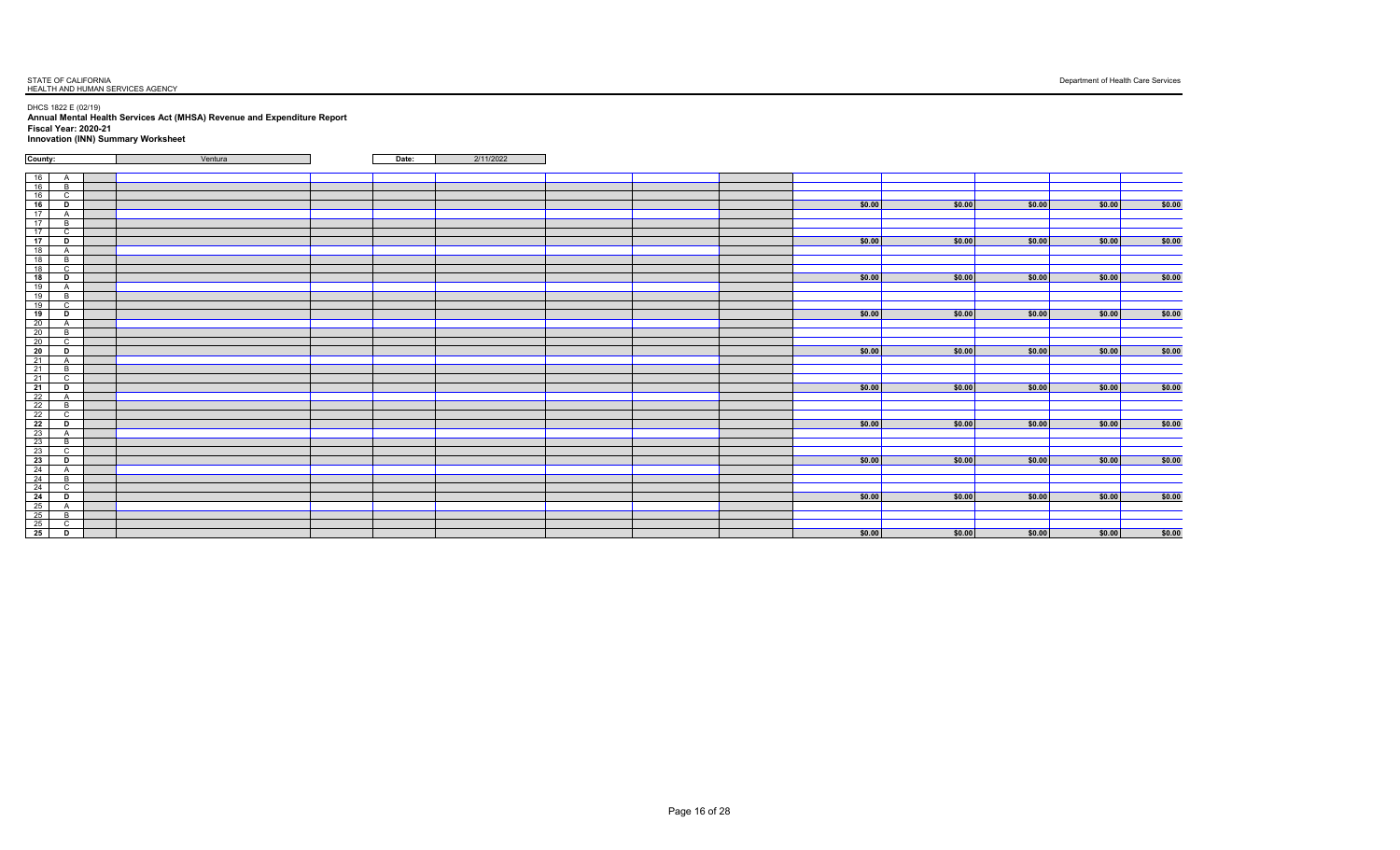STATE OF CALIFORNIA
HEALTH AND HUMAN SERVICES AGENCY

Department of Health Care Services

DHCS 1822 E (02/19)

**Annual Mental Health Services Act (MHSA) Revenue and Expenditure Report**
**Fiscal Year: 2020-21**
**Innovation (INN) Summary Worksheet**

| **County:** | Ventura | **Date:** | 2/11/2022 |
|---|---|---|---|

| | | | | | | | | | | | | | | |
|---|---|---|---|---|---|---|---|---|---|---|---|---|---|---|
| 16 | A | | | | | | | | | | | | | |
| 16 | B | | | | | | | | | | | | | |
| 16 | C | | | | | | | | | | | | | |
| **16** | **D** | | | | | | | | | **$0.00** | **$0.00** | **$0.00** | **$0.00** | **$0.00** |
| 17 | A | | | | | | | | | | | | | |
| 17 | B | | | | | | | | | | | | | |
| 17 | C | | | | | | | | | | | | | |
| **17** | **D** | | | | | | | | | **$0.00** | **$0.00** | **$0.00** | **$0.00** | **$0.00** |
| 18 | A | | | | | | | | | | | | | |
| 18 | B | | | | | | | | | | | | | |
| 18 | C | | | | | | | | | | | | | |
| **18** | **D** | | | | | | | | | **$0.00** | **$0.00** | **$0.00** | **$0.00** | **$0.00** |
| 19 | A | | | | | | | | | | | | | |
| 19 | B | | | | | | | | | | | | | |
| 19 | C | | | | | | | | | | | | | |
| **19** | **D** | | | | | | | | | **$0.00** | **$0.00** | **$0.00** | **$0.00** | **$0.00** |
| 20 | A | | | | | | | | | | | | | |
| 20 | B | | | | | | | | | | | | | |
| 20 | C | | | | | | | | | | | | | |
| **20** | **D** | | | | | | | | | **$0.00** | **$0.00** | **$0.00** | **$0.00** | **$0.00** |
| 21 | A | | | | | | | | | | | | | |
| 21 | B | | | | | | | | | | | | | |
| 21 | C | | | | | | | | | | | | | |
| **21** | **D** | | | | | | | | | **$0.00** | **$0.00** | **$0.00** | **$0.00** | **$0.00** |
| 22 | A | | | | | | | | | | | | | |
| 22 | B | | | | | | | | | | | | | |
| 22 | C | | | | | | | | | | | | | |
| **22** | **D** | | | | | | | | | **$0.00** | **$0.00** | **$0.00** | **$0.00** | **$0.00** |
| 23 | A | | | | | | | | | | | | | |
| 23 | B | | | | | | | | | | | | | |
| 23 | C | | | | | | | | | | | | | |
| **23** | **D** | | | | | | | | | **$0.00** | **$0.00** | **$0.00** | **$0.00** | **$0.00** |
| 24 | A | | | | | | | | | | | | | |
| 24 | B | | | | | | | | | | | | | |
| 24 | C | | | | | | | | | | | | | |
| **24** | **D** | | | | | | | | | **$0.00** | **$0.00** | **$0.00** | **$0.00** | **$0.00** |
| 25 | A | | | | | | | | | | | | | |
| 25 | B | | | | | | | | | | | | | |
| 25 | C | | | | | | | | | | | | | |
| **25** | **D** | | | | | | | | | **$0.00** | **$0.00** | **$0.00** | **$0.00** | **$0.00** |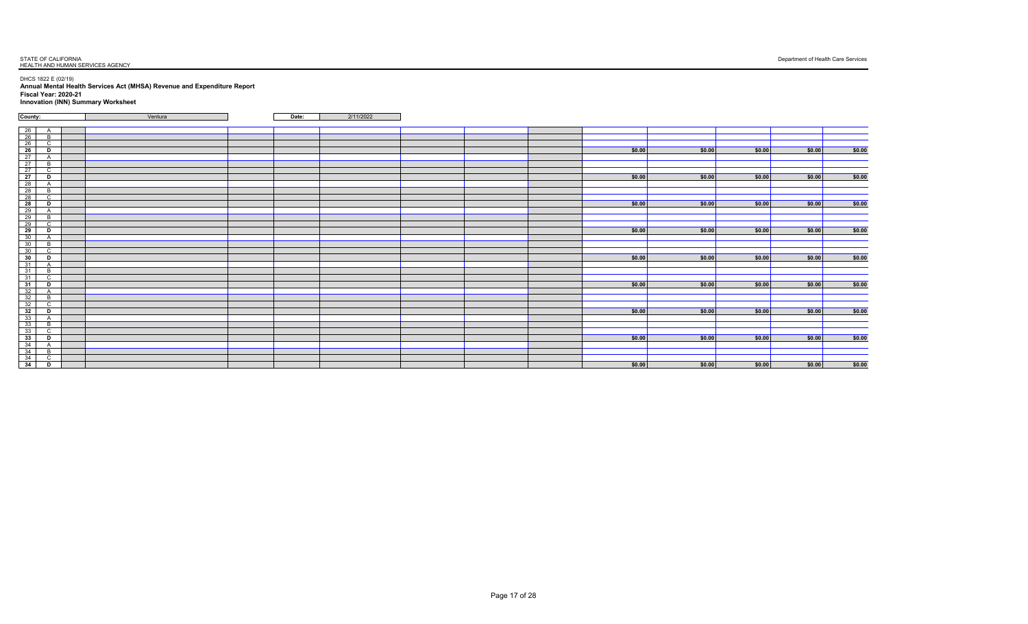STATE OF CALIFORNIA
HEALTH AND HUMAN SERVICES AGENCY

Department of Health Care Services

DHCS 1822 E (02/19)

**Annual Mental Health Services Act (MHSA) Revenue and Expenditure Report**

**Fiscal Year: 2020-21**

**Innovation (INN) Summary Worksheet**

| County: | Ventura | Date: | 2/11/2022 |
|---|---|---|---|

| | | | | | | | | | | | | | |
|---|---|---|---|---|---|---|---|---|---|---|---|---|---|
| 26 | A | | | | | | | | | | | | |
| 26 | B | | | | | | | | | | | | |
| 26 | C | | | | | | | | | | | | |
| **26** | **D** | | | | | | | | $0.00 | $0.00 | $0.00 | $0.00 | $0.00 |
| 27 | A | | | | | | | | | | | | |
| 27 | B | | | | | | | | | | | | |
| 27 | C | | | | | | | | | | | | |
| **27** | **D** | | | | | | | | $0.00 | $0.00 | $0.00 | $0.00 | $0.00 |
| 28 | A | | | | | | | | | | | | |
| 28 | B | | | | | | | | | | | | |
| 28 | C | | | | | | | | | | | | |
| **28** | **D** | | | | | | | | $0.00 | $0.00 | $0.00 | $0.00 | $0.00 |
| 29 | A | | | | | | | | | | | | |
| 29 | B | | | | | | | | | | | | |
| 29 | C | | | | | | | | | | | | |
| **29** | **D** | | | | | | | | $0.00 | $0.00 | $0.00 | $0.00 | $0.00 |
| 30 | A | | | | | | | | | | | | |
| 30 | B | | | | | | | | | | | | |
| 30 | C | | | | | | | | | | | | |
| **30** | **D** | | | | | | | | $0.00 | $0.00 | $0.00 | $0.00 | $0.00 |
| 31 | A | | | | | | | | | | | | |
| 31 | B | | | | | | | | | | | | |
| 31 | C | | | | | | | | | | | | |
| **31** | **D** | | | | | | | | $0.00 | $0.00 | $0.00 | $0.00 | $0.00 |
| 32 | A | | | | | | | | | | | | |
| 32 | B | | | | | | | | | | | | |
| 32 | C | | | | | | | | | | | | |
| **32** | **D** | | | | | | | | $0.00 | $0.00 | $0.00 | $0.00 | $0.00 |
| 33 | A | | | | | | | | | | | | |
| 33 | B | | | | | | | | | | | | |
| 33 | C | | | | | | | | | | | | |
| **33** | **D** | | | | | | | | $0.00 | $0.00 | $0.00 | $0.00 | $0.00 |
| 34 | A | | | | | | | | | | | | |
| 34 | B | | | | | | | | | | | | |
| 34 | C | | | | | | | | | | | | |
| **34** | **D** | | | | | | | | $0.00 | $0.00 | $0.00 | $0.00 | $0.00 |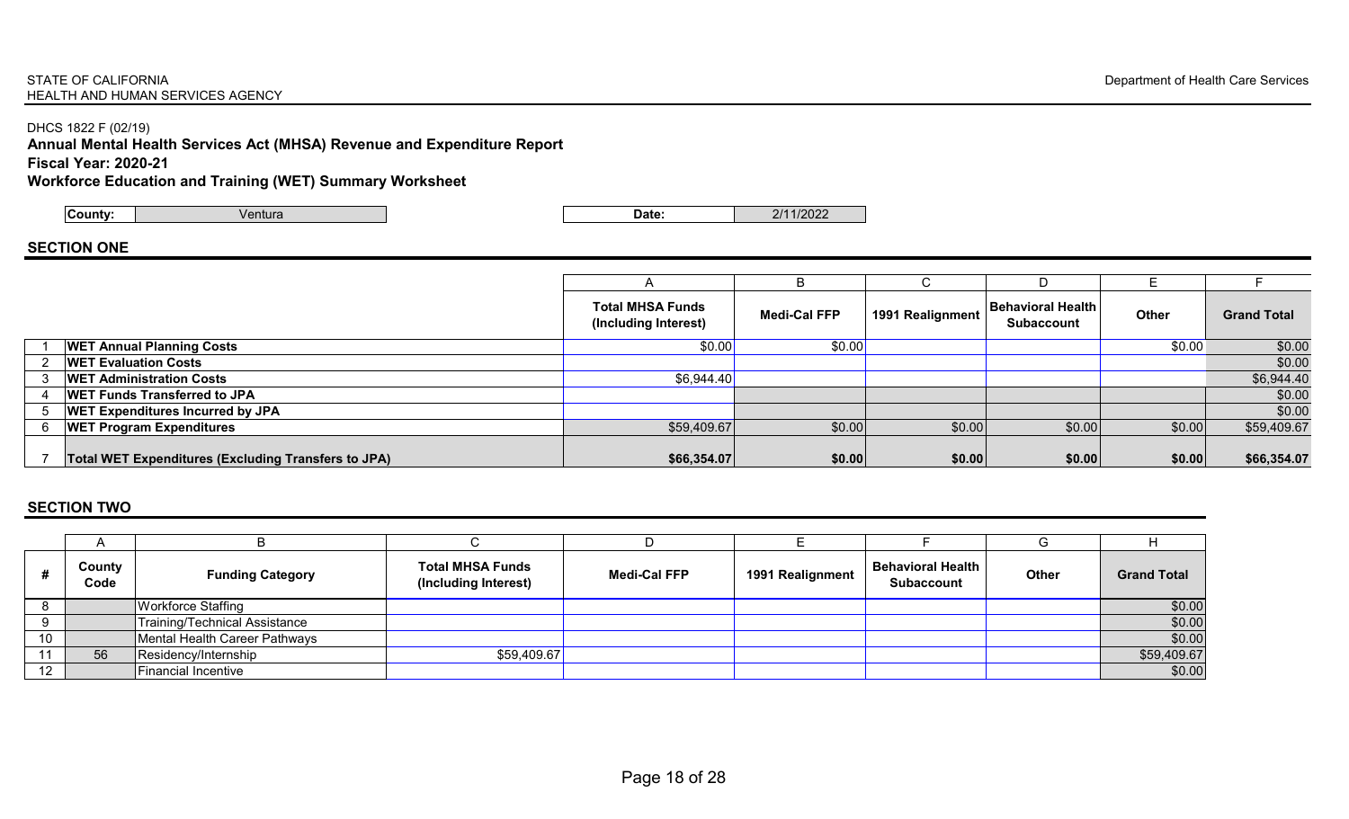STATE OF CALIFORNIA
HEALTH AND HUMAN SERVICES AGENCY

Department of Health Care Services

DHCS 1822 F (02/19)

**Annual Mental Health Services Act (MHSA) Revenue and Expenditure Report**

**Fiscal Year: 2020-21**

**Workforce Education and Training (WET) Summary Worksheet**

| County: | Ventura | Date: | 2/11/2022 |
|---|---|---|---|

## SECTION ONE

| | | A | B | C | D | E | F |
|---|---|---|---|---|---|---|---|
| | | Total MHSA Funds (Including Interest) | Medi-Cal FFP | 1991 Realignment | Behavioral Health Subaccount | Other | Grand Total |
| 1 | **WET Annual Planning Costs** | $0.00 | $0.00 | | | $0.00 | $0.00 |
| 2 | **WET Evaluation Costs** | | | | | | $0.00 |
| 3 | **WET Administration Costs** | $6,944.40 | | | | | $6,944.40 |
| 4 | **WET Funds Transferred to JPA** | | | | | | $0.00 |
| 5 | **WET Expenditures Incurred by JPA** | | | | | | $0.00 |
| 6 | **WET Program Expenditures** | $59,409.67 | $0.00 | $0.00 | $0.00 | $0.00 | $59,409.67 |
| 7 | **Total WET Expenditures (Excluding Transfers to JPA)** | **$66,354.07** | **$0.00** | **$0.00** | **$0.00** | **$0.00** | **$66,354.07** |

## SECTION TWO

| | A | B | C | D | E | F | G | H |
|---|---|---|---|---|---|---|---|---|
| # | County Code | Funding Category | Total MHSA Funds (Including Interest) | Medi-Cal FFP | 1991 Realignment | Behavioral Health Subaccount | Other | Grand Total |
| 8 | | Workforce Staffing | | | | | | $0.00 |
| 9 | | Training/Technical Assistance | | | | | | $0.00 |
| 10 | | Mental Health Career Pathways | | | | | | $0.00 |
| 11 | 56 | Residency/Internship | $59,409.67 | | | | | $59,409.67 |
| 12 | | Financial Incentive | | | | | | $0.00 |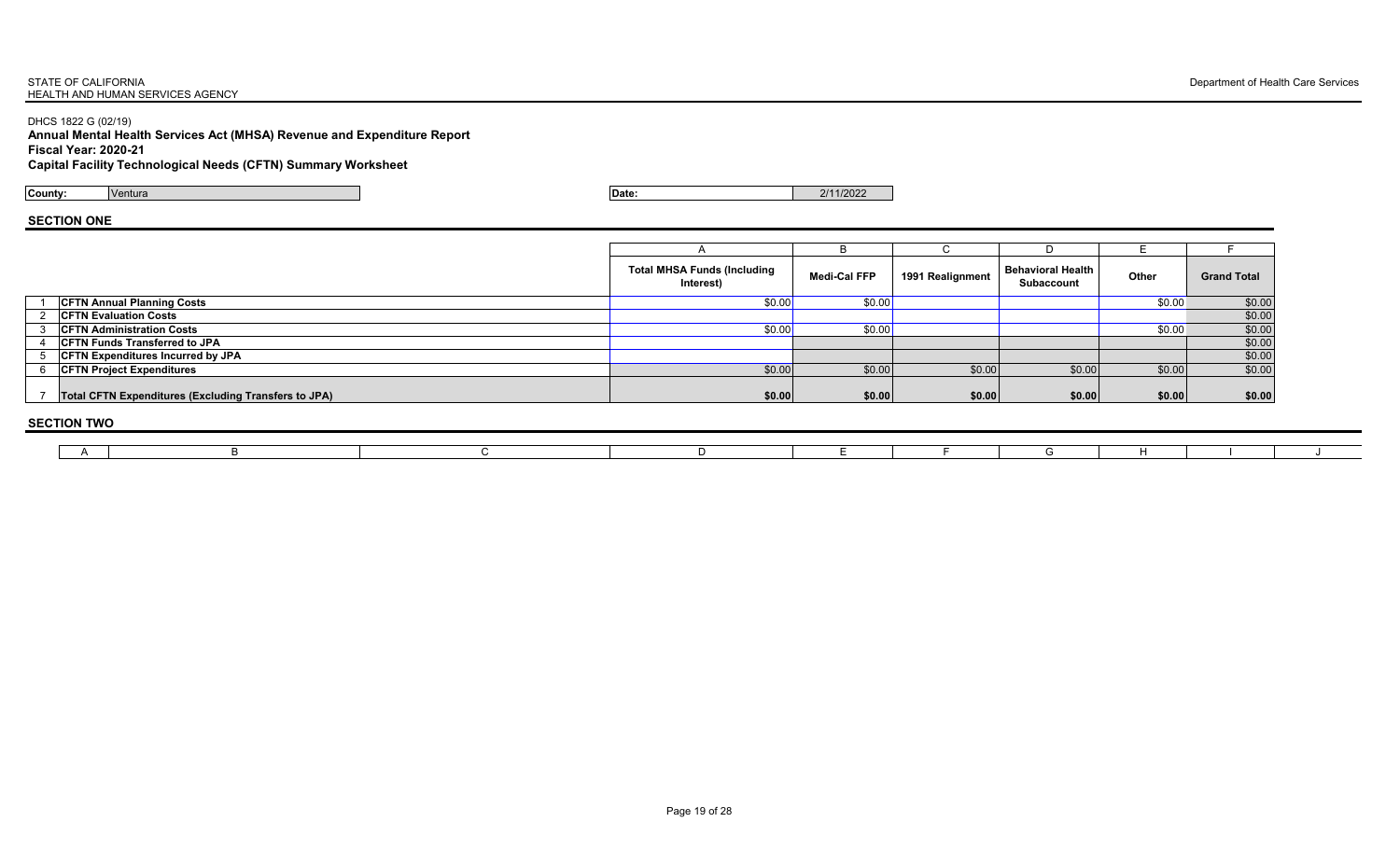STATE OF CALIFORNIA
HEALTH AND HUMAN SERVICES AGENCY

Department of Health Care Services

DHCS 1822 G (02/19)

**Annual Mental Health Services Act (MHSA) Revenue and Expenditure Report**

**Fiscal Year: 2020-21**

**Capital Facility Technological Needs (CFTN) Summary Worksheet**

**County:** Ventura

**Date:** 2/11/2022

## SECTION ONE

| | | A | B | C | D | E | F |
|---|---|---|---|---|---|---|---|
| | | **Total MHSA Funds (Including Interest)** | **Medi-Cal FFP** | **1991 Realignment** | **Behavioral Health Subaccount** | **Other** | **Grand Total** |
| 1 | **CFTN Annual Planning Costs** | $0.00 | $0.00 | | | $0.00 | $0.00 |
| 2 | **CFTN Evaluation Costs** | | | | | | $0.00 |
| 3 | **CFTN Administration Costs** | $0.00 | $0.00 | | | $0.00 | $0.00 |
| 4 | **CFTN Funds Transferred to JPA** | | | | | | $0.00 |
| 5 | **CFTN Expenditures Incurred by JPA** | | | | | | $0.00 |
| 6 | **CFTN Project Expenditures** | $0.00 | $0.00 | $0.00 | $0.00 | $0.00 | $0.00 |
| 7 | **Total CFTN Expenditures (Excluding Transfers to JPA)** | **$0.00** | **$0.00** | **$0.00** | **$0.00** | **$0.00** | **$0.00** |

## SECTION TWO

| A | B | C | D | E | F | G | H | I | J |
|---|---|---|---|---|---|---|---|---|---|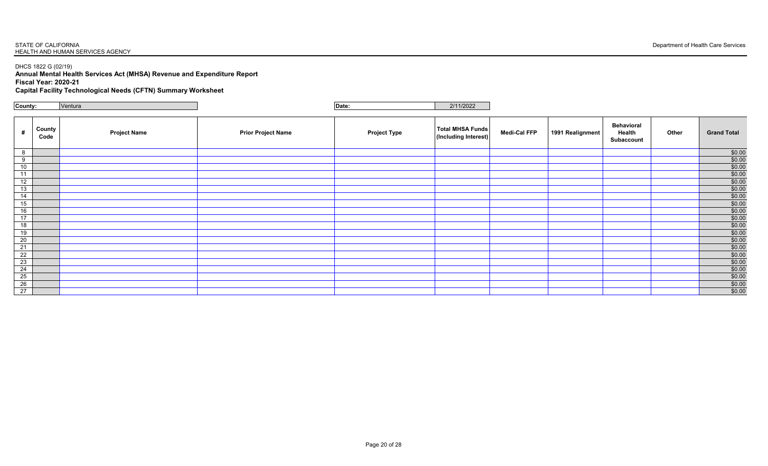STATE OF CALIFORNIA
HEALTH AND HUMAN SERVICES AGENCY

Department of Health Care Services

DHCS 1822 G (02/19)

**Annual Mental Health Services Act (MHSA) Revenue and Expenditure Report**
**Fiscal Year: 2020-21**
**Capital Facility Technological Needs (CFTN) Summary Worksheet**

| | | | |
|---|---|---|---|
| **County:** | Ventura | **Date:** | 2/11/2022 |

| # | County Code | Project Name | Prior Project Name | Project Type | Total MHSA Funds (Including Interest) | Medi-Cal FFP | 1991 Realignment | Behavioral Health Subaccount | Other | Grand Total |
|---|---|---|---|---|---|---|---|---|---|---|
| 8 | | | | | | | | | | $0.00 |
| 9 | | | | | | | | | | $0.00 |
| 10 | | | | | | | | | | $0.00 |
| 11 | | | | | | | | | | $0.00 |
| 12 | | | | | | | | | | $0.00 |
| 13 | | | | | | | | | | $0.00 |
| 14 | | | | | | | | | | $0.00 |
| 15 | | | | | | | | | | $0.00 |
| 16 | | | | | | | | | | $0.00 |
| 17 | | | | | | | | | | $0.00 |
| 18 | | | | | | | | | | $0.00 |
| 19 | | | | | | | | | | $0.00 |
| 20 | | | | | | | | | | $0.00 |
| 21 | | | | | | | | | | $0.00 |
| 22 | | | | | | | | | | $0.00 |
| 23 | | | | | | | | | | $0.00 |
| 24 | | | | | | | | | | $0.00 |
| 25 | | | | | | | | | | $0.00 |
| 26 | | | | | | | | | | $0.00 |
| 27 | | | | | | | | | | $0.00 |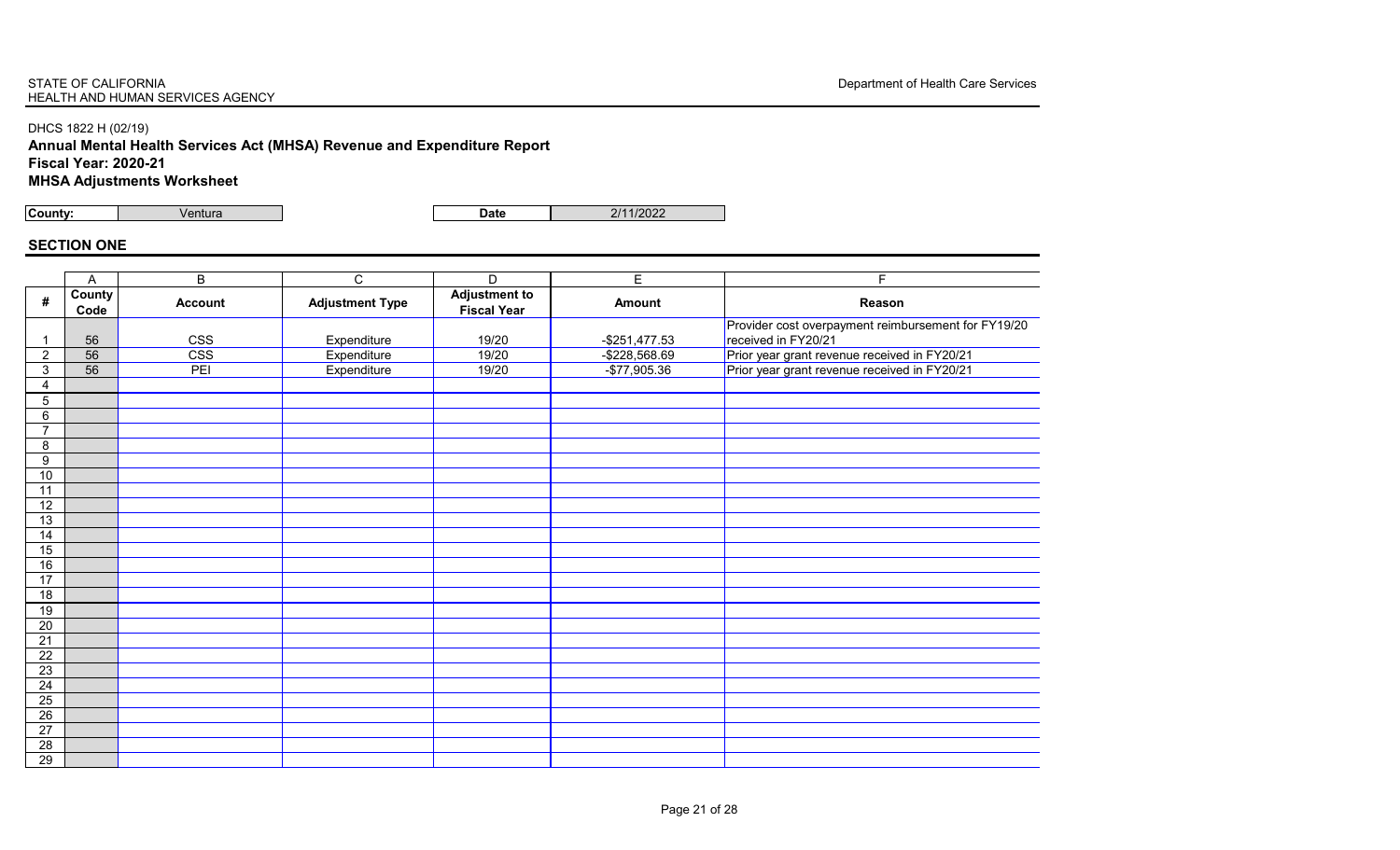STATE OF CALIFORNIA
HEALTH AND HUMAN SERVICES AGENCY

Department of Health Care Services

DHCS 1822 H (02/19)

**Annual Mental Health Services Act (MHSA) Revenue and Expenditure Report**
**Fiscal Year: 2020-21**
**MHSA Adjustments Worksheet**

| County: | Ventura | Date | 2/11/2022 |
|---|---|---|---|

## SECTION ONE

| # | A<br>County Code | B<br>Account | C<br>Adjustment Type | D<br>Adjustment to Fiscal Year | E<br>Amount | F<br>Reason |
|---|---|---|---|---|---|---|
| 1 | 56 | CSS | Expenditure | 19/20 | -$251,477.53 | Provider cost overpayment reimbursement for FY19/20 received in FY20/21 |
| 2 | 56 | CSS | Expenditure | 19/20 | -$228,568.69 | Prior year grant revenue received in FY20/21 |
| 3 | 56 | PEI | Expenditure | 19/20 | -$77,905.36 | Prior year grant revenue received in FY20/21 |
| 4 | | | | | | |
| 5 | | | | | | |
| 6 | | | | | | |
| 7 | | | | | | |
| 8 | | | | | | |
| 9 | | | | | | |
| 10 | | | | | | |
| 11 | | | | | | |
| 12 | | | | | | |
| 13 | | | | | | |
| 14 | | | | | | |
| 15 | | | | | | |
| 16 | | | | | | |
| 17 | | | | | | |
| 18 | | | | | | |
| 19 | | | | | | |
| 20 | | | | | | |
| 21 | | | | | | |
| 22 | | | | | | |
| 23 | | | | | | |
| 24 | | | | | | |
| 25 | | | | | | |
| 26 | | | | | | |
| 27 | | | | | | |
| 28 | | | | | | |
| 29 | | | | | | |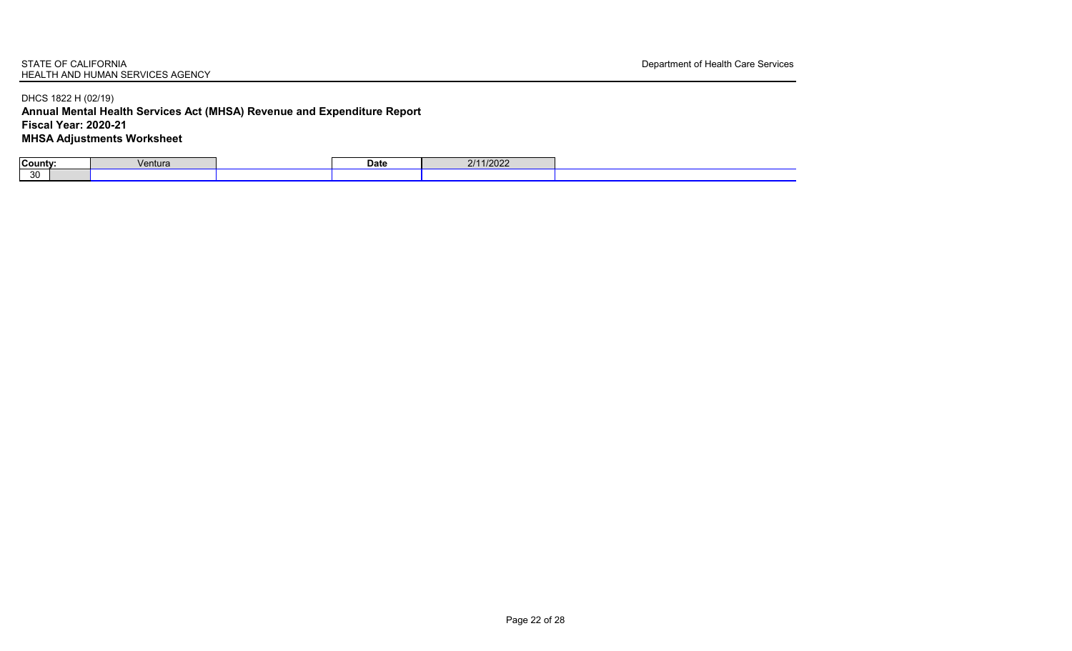STATE OF CALIFORNIA
HEALTH AND HUMAN SERVICES AGENCY

Department of Health Care Services

DHCS 1822 H (02/19)

**Annual Mental Health Services Act (MHSA) Revenue and Expenditure Report**
**Fiscal Year: 2020-21**
**MHSA Adjustments Worksheet**

| County: | | Ventura | | Date | 2/11/2022 | |
|---|---|---|---|---|---|---|
| 30 | | | | | | |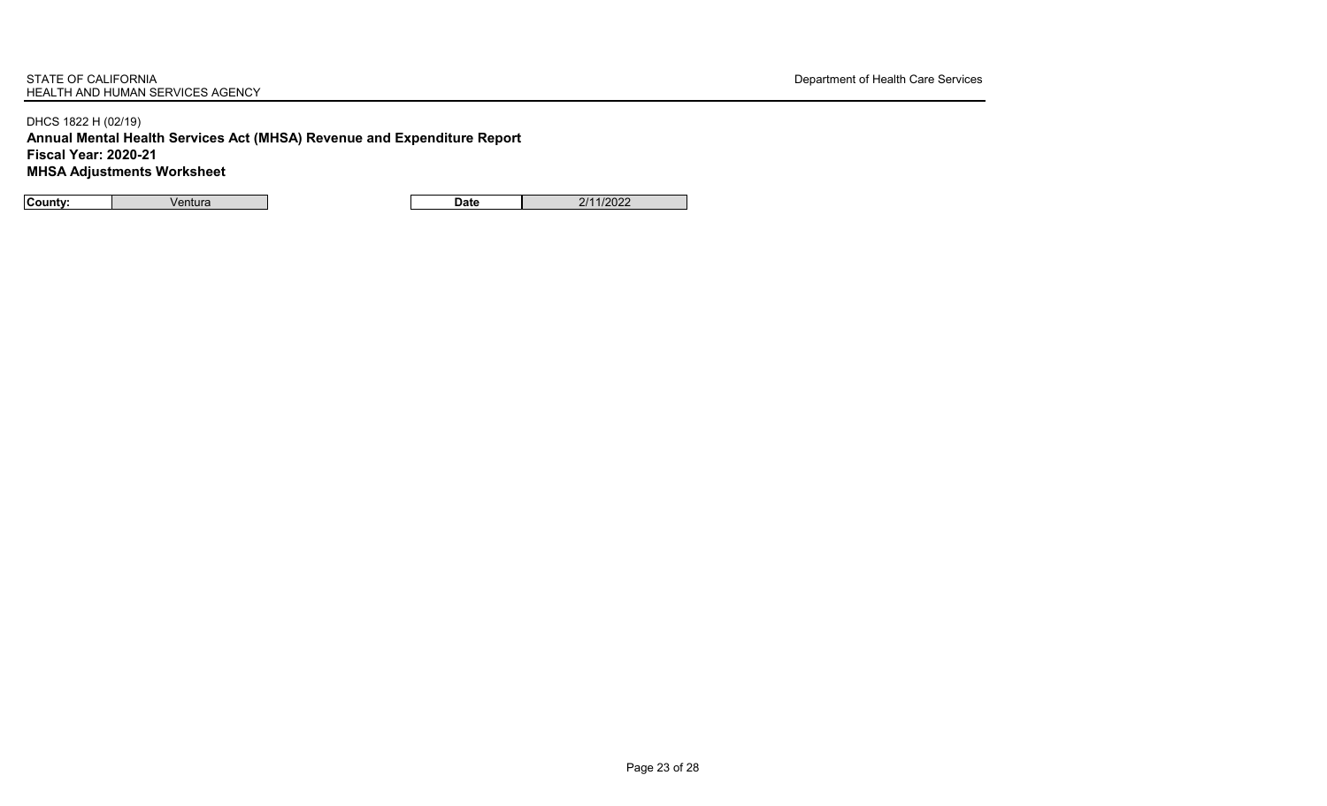STATE OF CALIFORNIA
HEALTH AND HUMAN SERVICES AGENCY

Department of Health Care Services

DHCS 1822 H (02/19)

**Annual Mental Health Services Act (MHSA) Revenue and Expenditure Report**
**Fiscal Year: 2020-21**
**MHSA Adjustments Worksheet**

| | | | | |
|---|---|---|---|---|
| **County:** | Ventura | | **Date** | 2/11/2022 |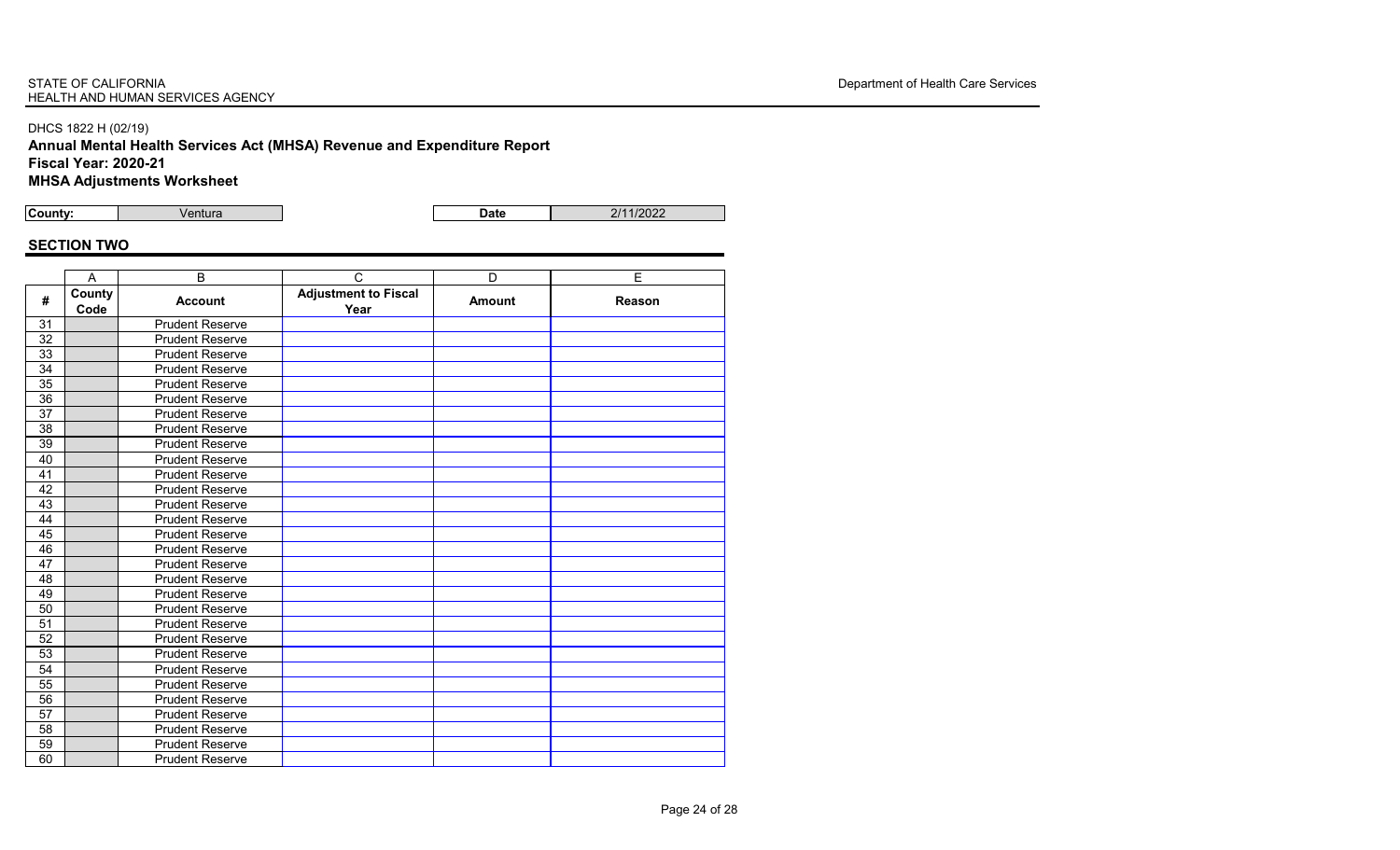STATE OF CALIFORNIA
HEALTH AND HUMAN SERVICES AGENCY

Department of Health Care Services

DHCS 1822 H (02/19)

**Annual Mental Health Services Act (MHSA) Revenue and Expenditure Report**
**Fiscal Year: 2020-21**
**MHSA Adjustments Worksheet**

| **County:** | Ventura | **Date** | 2/11/2022 |
|---|---|---|---|

## SECTION TWO

| | A | B | C | D | E |
|---|---|---|---|---|---|
| **#** | **County Code** | **Account** | **Adjustment to Fiscal Year** | **Amount** | **Reason** |
| 31 | | Prudent Reserve | | | |
| 32 | | Prudent Reserve | | | |
| 33 | | Prudent Reserve | | | |
| 34 | | Prudent Reserve | | | |
| 35 | | Prudent Reserve | | | |
| 36 | | Prudent Reserve | | | |
| 37 | | Prudent Reserve | | | |
| 38 | | Prudent Reserve | | | |
| 39 | | Prudent Reserve | | | |
| 40 | | Prudent Reserve | | | |
| 41 | | Prudent Reserve | | | |
| 42 | | Prudent Reserve | | | |
| 43 | | Prudent Reserve | | | |
| 44 | | Prudent Reserve | | | |
| 45 | | Prudent Reserve | | | |
| 46 | | Prudent Reserve | | | |
| 47 | | Prudent Reserve | | | |
| 48 | | Prudent Reserve | | | |
| 49 | | Prudent Reserve | | | |
| 50 | | Prudent Reserve | | | |
| 51 | | Prudent Reserve | | | |
| 52 | | Prudent Reserve | | | |
| 53 | | Prudent Reserve | | | |
| 54 | | Prudent Reserve | | | |
| 55 | | Prudent Reserve | | | |
| 56 | | Prudent Reserve | | | |
| 57 | | Prudent Reserve | | | |
| 58 | | Prudent Reserve | | | |
| 59 | | Prudent Reserve | | | |
| 60 | | Prudent Reserve | | | |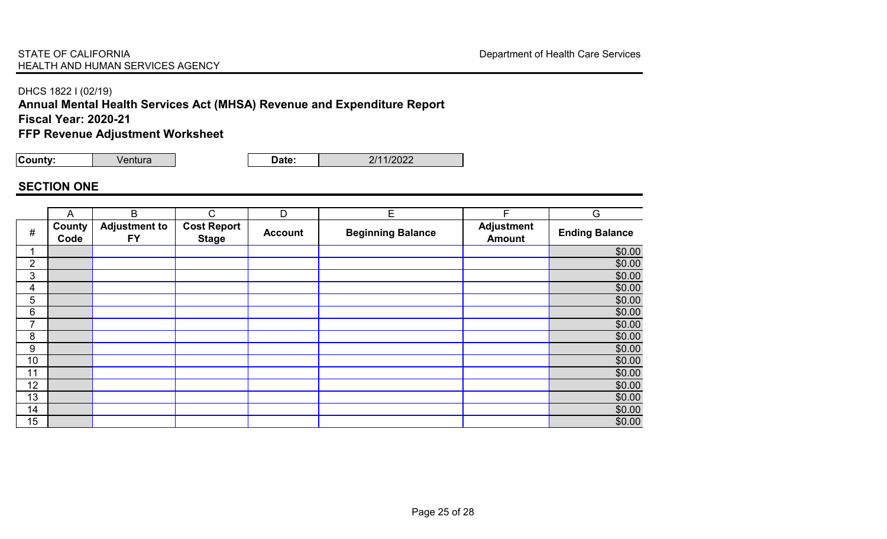STATE OF CALIFORNIA
HEALTH AND HUMAN SERVICES AGENCY

Department of Health Care Services

DHCS 1822 I (02/19)

## Annual Mental Health Services Act (MHSA) Revenue and Expenditure Report

## Fiscal Year: 2020-21

## FFP Revenue Adjustment Worksheet

| County: | Ventura | Date: | 2/11/2022 |
|---|---|---|---|

## SECTION ONE

| | A | B | C | D | E | F | G |
|---|---|---|---|---|---|---|---|
| # | County Code | Adjustment to FY | Cost Report Stage | Account | Beginning Balance | Adjustment Amount | Ending Balance |
| 1 | | | | | | | $0.00 |
| 2 | | | | | | | $0.00 |
| 3 | | | | | | | $0.00 |
| 4 | | | | | | | $0.00 |
| 5 | | | | | | | $0.00 |
| 6 | | | | | | | $0.00 |
| 7 | | | | | | | $0.00 |
| 8 | | | | | | | $0.00 |
| 9 | | | | | | | $0.00 |
| 10 | | | | | | | $0.00 |
| 11 | | | | | | | $0.00 |
| 12 | | | | | | | $0.00 |
| 13 | | | | | | | $0.00 |
| 14 | | | | | | | $0.00 |
| 15 | | | | | | | $0.00 |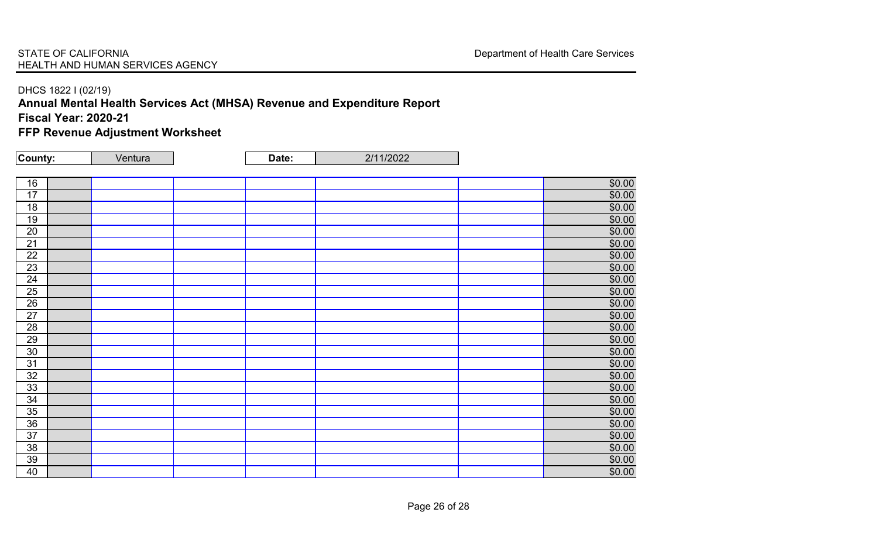STATE OF CALIFORNIA
HEALTH AND HUMAN SERVICES AGENCY

Department of Health Care Services

DHCS 1822 I (02/19)

**Annual Mental Health Services Act (MHSA) Revenue and Expenditure Report**

**Fiscal Year: 2020-21**

**FFP Revenue Adjustment Worksheet**

| **County:** | Ventura | **Date:** | 2/11/2022 |
|---|---|---|---|

| | | | | | | | |
|---|---|---|---|---|---|---|---|
| 16 | | | | | | | $0.00 |
| 17 | | | | | | | $0.00 |
| 18 | | | | | | | $0.00 |
| 19 | | | | | | | $0.00 |
| 20 | | | | | | | $0.00 |
| 21 | | | | | | | $0.00 |
| 22 | | | | | | | $0.00 |
| 23 | | | | | | | $0.00 |
| 24 | | | | | | | $0.00 |
| 25 | | | | | | | $0.00 |
| 26 | | | | | | | $0.00 |
| 27 | | | | | | | $0.00 |
| 28 | | | | | | | $0.00 |
| 29 | | | | | | | $0.00 |
| 30 | | | | | | | $0.00 |
| 31 | | | | | | | $0.00 |
| 32 | | | | | | | $0.00 |
| 33 | | | | | | | $0.00 |
| 34 | | | | | | | $0.00 |
| 35 | | | | | | | $0.00 |
| 36 | | | | | | | $0.00 |
| 37 | | | | | | | $0.00 |
| 38 | | | | | | | $0.00 |
| 39 | | | | | | | $0.00 |
| 40 | | | | | | | $0.00 |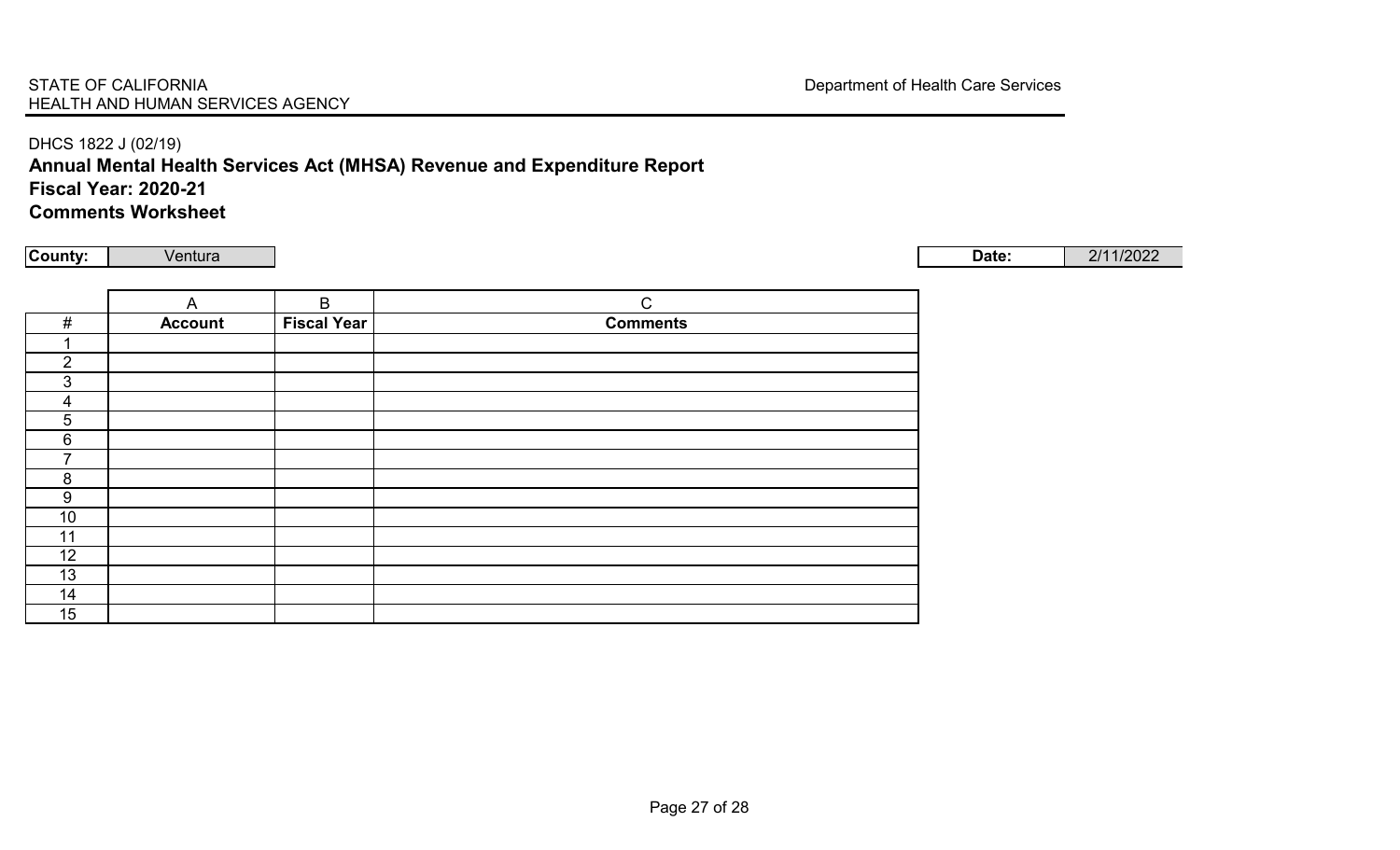STATE OF CALIFORNIA
HEALTH AND HUMAN SERVICES AGENCY

Department of Health Care Services

DHCS 1822 J (02/19)

**Annual Mental Health Services Act (MHSA) Revenue and Expenditure Report**
**Fiscal Year: 2020-21**
**Comments Worksheet**

**County:** Ventura

**Date:** 2/11/2022

| | A | B | C |
|---|---|---|---|
| # | **Account** | **Fiscal Year** | **Comments** |
| 1 | | | |
| 2 | | | |
| 3 | | | |
| 4 | | | |
| 5 | | | |
| 6 | | | |
| 7 | | | |
| 8 | | | |
| 9 | | | |
| 10 | | | |
| 11 | | | |
| 12 | | | |
| 13 | | | |
| 14 | | | |
| 15 | | | |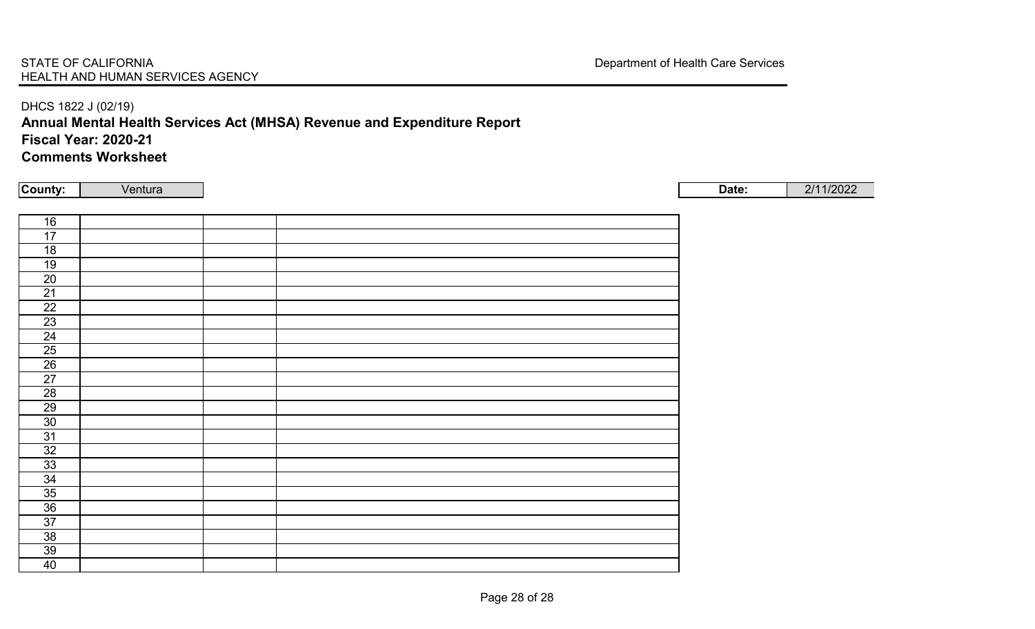STATE OF CALIFORNIA
HEALTH AND HUMAN SERVICES AGENCY

Department of Health Care Services

DHCS 1822 J (02/19)

**Annual Mental Health Services Act (MHSA) Revenue and Expenditure Report**
**Fiscal Year: 2020-21**
**Comments Worksheet**

**County:** Ventura

**Date:** 2/11/2022

| | | | |
|---|---|---|---|
| 16 | | | |
| 17 | | | |
| 18 | | | |
| 19 | | | |
| 20 | | | |
| 21 | | | |
| 22 | | | |
| 23 | | | |
| 24 | | | |
| 25 | | | |
| 26 | | | |
| 27 | | | |
| 28 | | | |
| 29 | | | |
| 30 | | | |
| 31 | | | |
| 32 | | | |
| 33 | | | |
| 34 | | | |
| 35 | | | |
| 36 | | | |
| 37 | | | |
| 38 | | | |
| 39 | | | |
| 40 | | | |